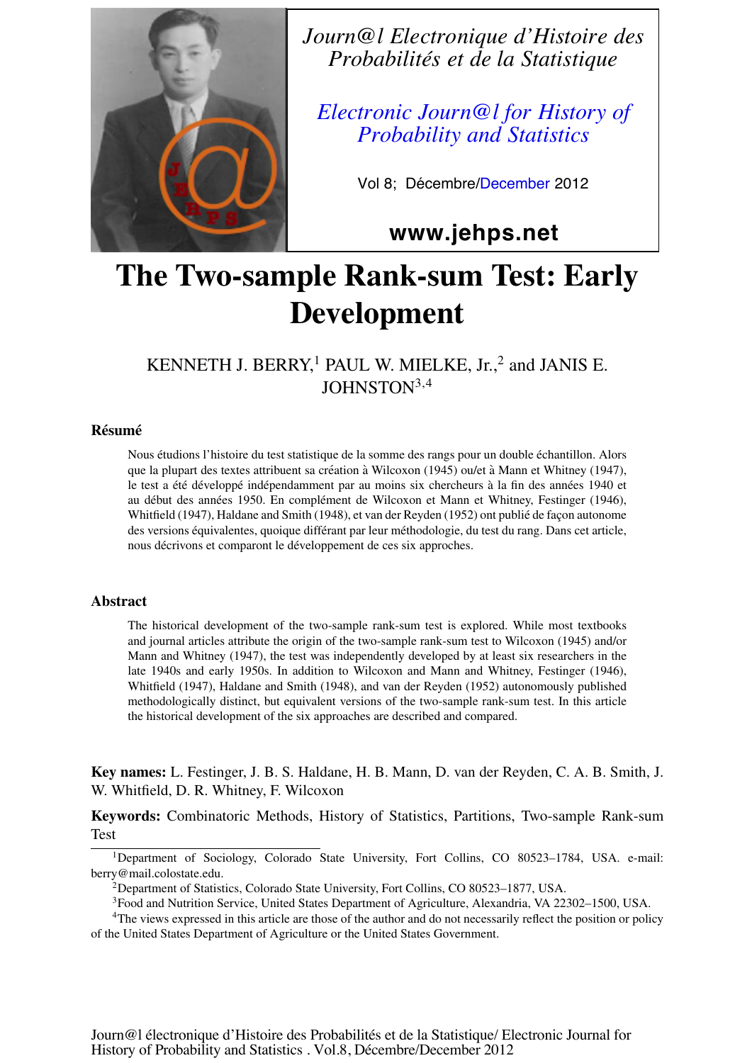Journ@l Electronique d'Histoire des Probabilités et de la Statistique

Electronic Journ@l for History of Probability and Statistics

Vol 8; Décembre/December 2012

www.jehps.net

# The Two-sample Rank-sum Test: Early Development

KENNETH J. BERRY,[1] PAUL W. MIELKE, Jr.,[2] and JANIS E. JOHNSTON[3,4]

## Résumé

Nous étudions l'histoire du test statistique de la somme des rangs pour un double échantillon. Alors que la plupart des textes attribuent sa création à Wilcoxon (1945) ou/et à Mann et Whitney (1947), le test a été développé indépendamment par au moins six chercheurs à la fin des années 1940 et au début des années 1950. En complément de Wilcoxon et Mann et Whitney, Festinger (1946), Whitfield (1947), Haldane and Smith (1948), et van der Reyden (1952) ont publié de façon autonome des versions équivalentes, quoique différant par leur méthodologie, du test du rang. Dans cet article, nous décrivons et comparont le développement de ces six approches.

## Abstract

The historical development of the two-sample rank-sum test is explored. While most textbooks and journal articles attribute the origin of the two-sample rank-sum test to Wilcoxon (1945) and/or Mann and Whitney (1947), the test was independently developed by at least six researchers in the late 1940s and early 1950s. In addition to Wilcoxon and Mann and Whitney, Festinger (1946), Whitfield (1947), Haldane and Smith (1948), and van der Reyden (1952) autonomously published methodologically distinct, but equivalent versions of the two-sample rank-sum test. In this article the historical development of the six approaches are described and compared.

**Key names:** L. Festinger, J. B. S. Haldane, H. B. Mann, D. van der Reyden, C. A. B. Smith, J. W. Whitfield, D. R. Whitney, F. Wilcoxon

**Keywords:** Combinatoric Methods, History of Statistics, Partitions, Two-sample Rank-sum Test

[1]Department of Sociology, Colorado State University, Fort Collins, CO 80523–1784, USA. e-mail: berry@mail.colostate.edu.

[2]Department of Statistics, Colorado State University, Fort Collins, CO 80523–1877, USA.

[3]Food and Nutrition Service, United States Department of Agriculture, Alexandria, VA 22302–1500, USA.

[4]The views expressed in this article are those of the author and do not necessarily reflect the position or policy of the United States Department of Agriculture or the United States Government.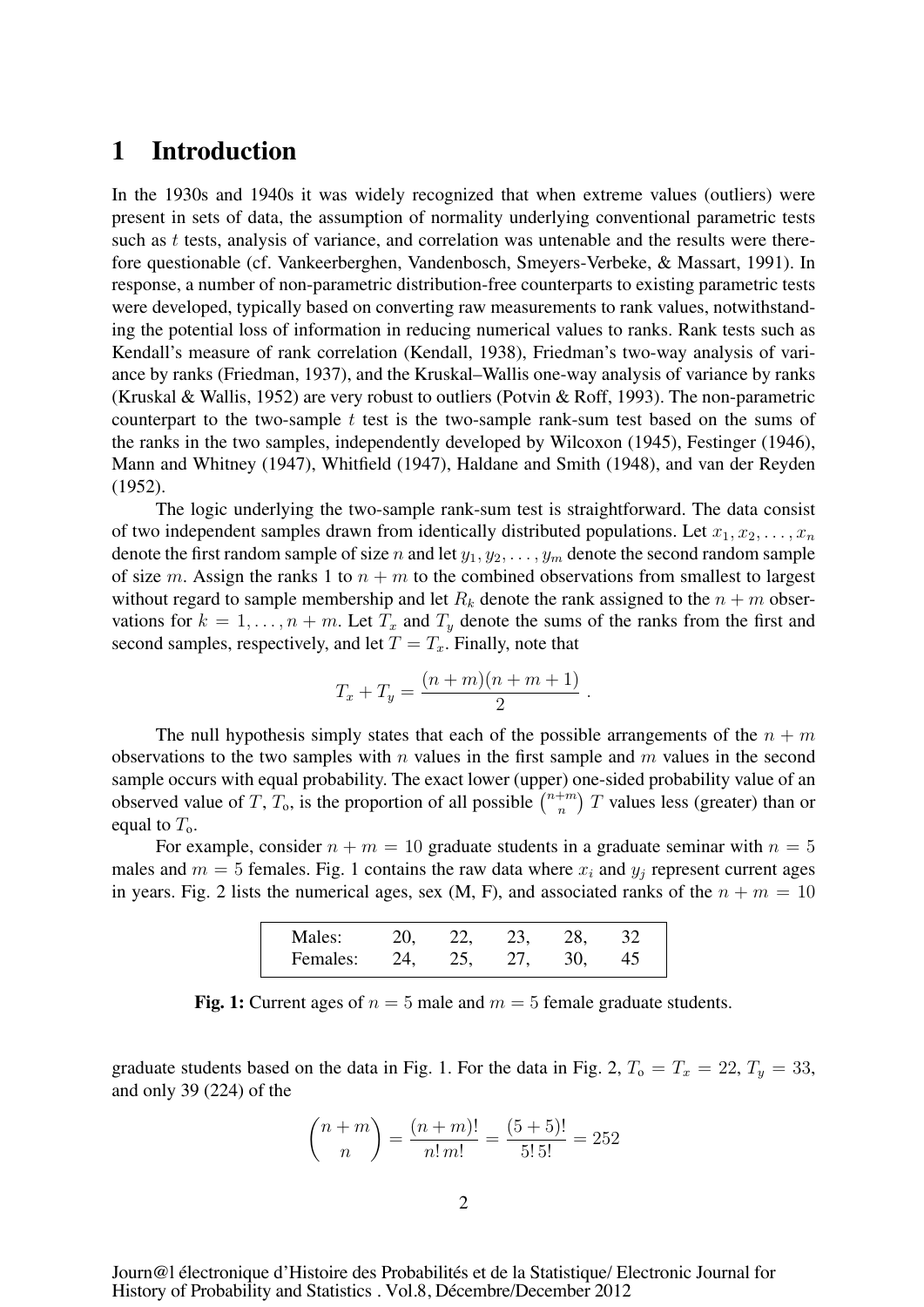# 1 Introduction

In the 1930s and 1940s it was widely recognized that when extreme values (outliers) were present in sets of data, the assumption of normality underlying conventional parametric tests such as $t$ tests, analysis of variance, and correlation was untenable and the results were therefore questionable (cf. Vankeerberghen, Vandenbosch, Smeyers-Verbeke, & Massart, 1991). In response, a number of non-parametric distribution-free counterparts to existing parametric tests were developed, typically based on converting raw measurements to rank values, notwithstanding the potential loss of information in reducing numerical values to ranks. Rank tests such as Kendall's measure of rank correlation (Kendall, 1938), Friedman's two-way analysis of variance by ranks (Friedman, 1937), and the Kruskal–Wallis one-way analysis of variance by ranks (Kruskal & Wallis, 1952) are very robust to outliers (Potvin & Roff, 1993). The non-parametric counterpart to the two-sample $t$ test is the two-sample rank-sum test based on the sums of the ranks in the two samples, independently developed by Wilcoxon (1945), Festinger (1946), Mann and Whitney (1947), Whitfield (1947), Haldane and Smith (1948), and van der Reyden (1952).

The logic underlying the two-sample rank-sum test is straightforward. The data consist of two independent samples drawn from identically distributed populations. Let $x_1, x_2, \ldots, x_n$ denote the first random sample of size $n$ and let $y_1, y_2, \ldots, y_m$ denote the second random sample of size $m$. Assign the ranks 1 to $n + m$ to the combined observations from smallest to largest without regard to sample membership and let $R_k$ denote the rank assigned to the $n + m$ observations for $k = 1, \ldots, n + m$. Let $T_x$ and $T_y$ denote the sums of the ranks from the first and second samples, respectively, and let $T = T_x$. Finally, note that

$$T_x + T_y = \frac{(n+m)(n+m+1)}{2} .$$

The null hypothesis simply states that each of the possible arrangements of the $n + m$ observations to the two samples with $n$ values in the first sample and $m$ values in the second sample occurs with equal probability. The exact lower (upper) one-sided probability value of an observed value of $T$, $T_{\text{o}}$, is the proportion of all possible $\binom{n+m}{n}$ $T$ values less (greater) than or equal to $T_{\text{o}}$.

For example, consider $n + m = 10$ graduate students in a graduate seminar with $n = 5$ males and $m = 5$ females. Fig. 1 contains the raw data where $x_i$ and $y_j$ represent current ages in years. Fig. 2 lists the numerical ages, sex (M, F), and associated ranks of the $n + m = 10$

| | | | | | |
|---|---|---|---|---|---|
| Males: | 20, | 22, | 23, | 28, | 32 |
| Females: | 24, | 25, | 27, | 30, | 45 |

**Fig. 1:** Current ages of $n = 5$ male and $m = 5$ female graduate students.

graduate students based on the data in Fig. 1. For the data in Fig. 2, $T_{\text{o}} = T_x = 22$, $T_y = 33$, and only 39 (224) of the

$$\binom{n+m}{n} = \frac{(n+m)!}{n!\,m!} = \frac{(5+5)!}{5!\,5!} = 252$$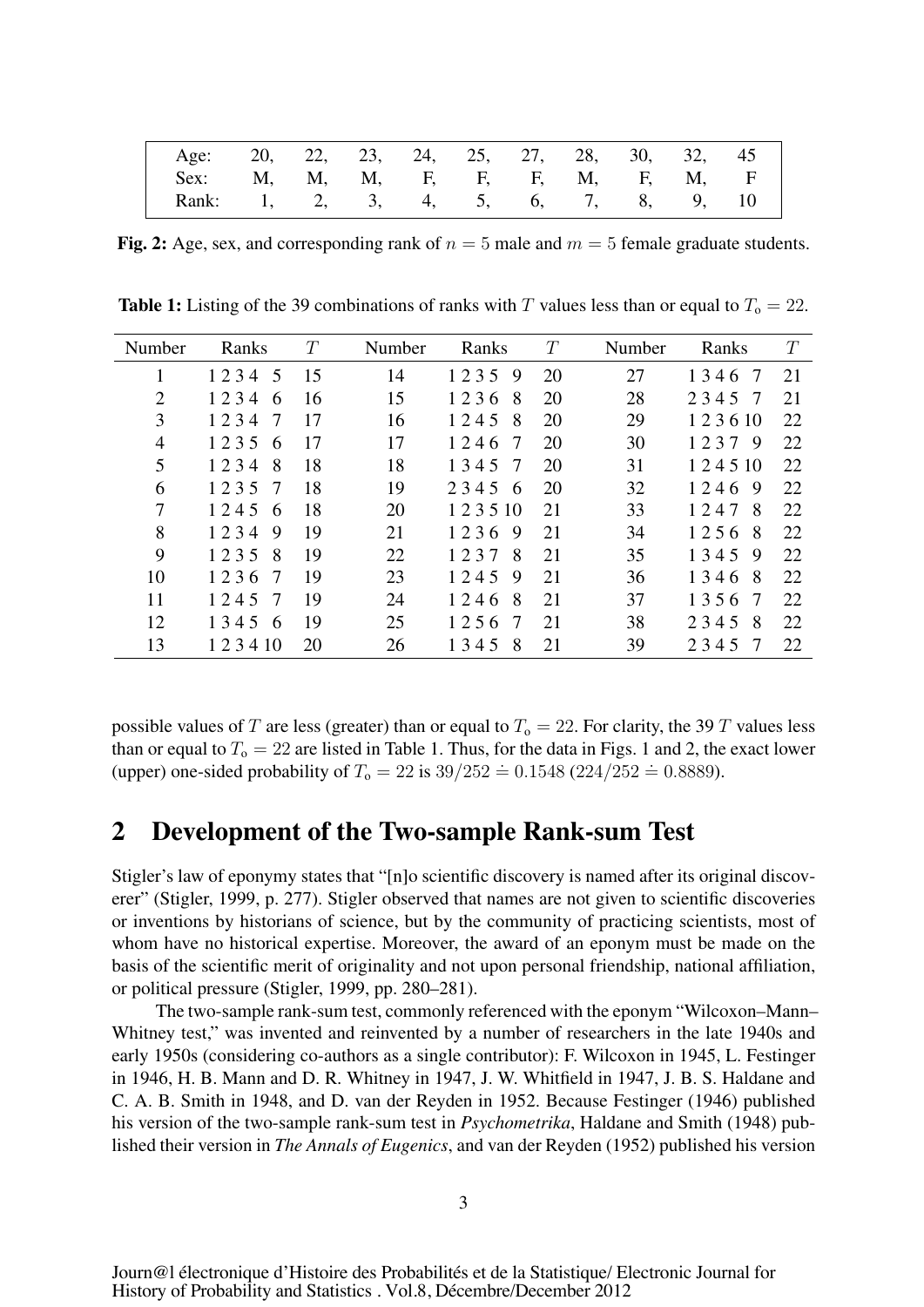| Age: | 20, | 22, | 23, | 24, | 25, | 27, | 28, | 30, | 32, | 45 |
|---|---|---|---|---|---|---|---|---|---|---|
| Sex: | M, | M, | M, | F, | F, | F, | M, | F, | M, | F |
| Rank: | 1, | 2, | 3, | 4, | 5, | 6, | 7, | 8, | 9, | 10 |

**Fig. 2:** Age, sex, and corresponding rank of $n = 5$ male and $m = 5$ female graduate students.

**Table 1:** Listing of the 39 combinations of ranks with $T$ values less than or equal to $T_o = 22$.

| Number | Ranks | $T$ | Number | Ranks | $T$ | Number | Ranks | $T$ |
|---|---|---|---|---|---|---|---|---|
| 1 | 1 2 3 4 5 | 15 | 14 | 1 2 3 5 9 | 20 | 27 | 1 3 4 6 7 | 21 |
| 2 | 1 2 3 4 6 | 16 | 15 | 1 2 3 6 8 | 20 | 28 | 2 3 4 5 7 | 21 |
| 3 | 1 2 3 4 7 | 17 | 16 | 1 2 4 5 8 | 20 | 29 | 1 2 3 6 10 | 22 |
| 4 | 1 2 3 5 6 | 17 | 17 | 1 2 4 6 7 | 20 | 30 | 1 2 3 7 9 | 22 |
| 5 | 1 2 3 4 8 | 18 | 18 | 1 3 4 5 7 | 20 | 31 | 1 2 4 5 10 | 22 |
| 6 | 1 2 3 5 7 | 18 | 19 | 2 3 4 5 6 | 20 | 32 | 1 2 4 6 9 | 22 |
| 7 | 1 2 4 5 6 | 18 | 20 | 1 2 3 5 10 | 21 | 33 | 1 2 4 7 8 | 22 |
| 8 | 1 2 3 4 9 | 19 | 21 | 1 2 3 6 9 | 21 | 34 | 1 2 5 6 8 | 22 |
| 9 | 1 2 3 5 8 | 19 | 22 | 1 2 3 7 8 | 21 | 35 | 1 3 4 5 9 | 22 |
| 10 | 1 2 3 6 7 | 19 | 23 | 1 2 4 5 9 | 21 | 36 | 1 3 4 6 8 | 22 |
| 11 | 1 2 4 5 7 | 19 | 24 | 1 2 4 6 8 | 21 | 37 | 1 3 5 6 7 | 22 |
| 12 | 1 3 4 5 6 | 19 | 25 | 1 2 5 6 7 | 21 | 38 | 2 3 4 5 8 | 22 |
| 13 | 1 2 3 4 10 | 20 | 26 | 1 3 4 5 8 | 21 | 39 | 2 3 4 5 7 | 22 |

possible values of $T$ are less (greater) than or equal to $T_o = 22$. For clarity, the 39 $T$ values less than or equal to $T_o = 22$ are listed in Table 1. Thus, for the data in Figs. 1 and 2, the exact lower (upper) one-sided probability of $T_o = 22$ is $39/252 \doteq 0.1548$ ($224/252 \doteq 0.8889$).

## 2 Development of the Two-sample Rank-sum Test

Stigler's law of eponymy states that "[n]o scientific discovery is named after its original discoverer" (Stigler, 1999, p. 277). Stigler observed that names are not given to scientific discoveries or inventions by historians of science, but by the community of practicing scientists, most of whom have no historical expertise. Moreover, the award of an eponym must be made on the basis of the scientific merit of originality and not upon personal friendship, national affiliation, or political pressure (Stigler, 1999, pp. 280–281).

The two-sample rank-sum test, commonly referenced with the eponym "Wilcoxon–Mann–Whitney test," was invented and reinvented by a number of researchers in the late 1940s and early 1950s (considering co-authors as a single contributor): F. Wilcoxon in 1945, L. Festinger in 1946, H. B. Mann and D. R. Whitney in 1947, J. W. Whitfield in 1947, J. B. S. Haldane and C. A. B. Smith in 1948, and D. van der Reyden in 1952. Because Festinger (1946) published his version of the two-sample rank-sum test in *Psychometrika*, Haldane and Smith (1948) published their version in *The Annals of Eugenics*, and van der Reyden (1952) published his version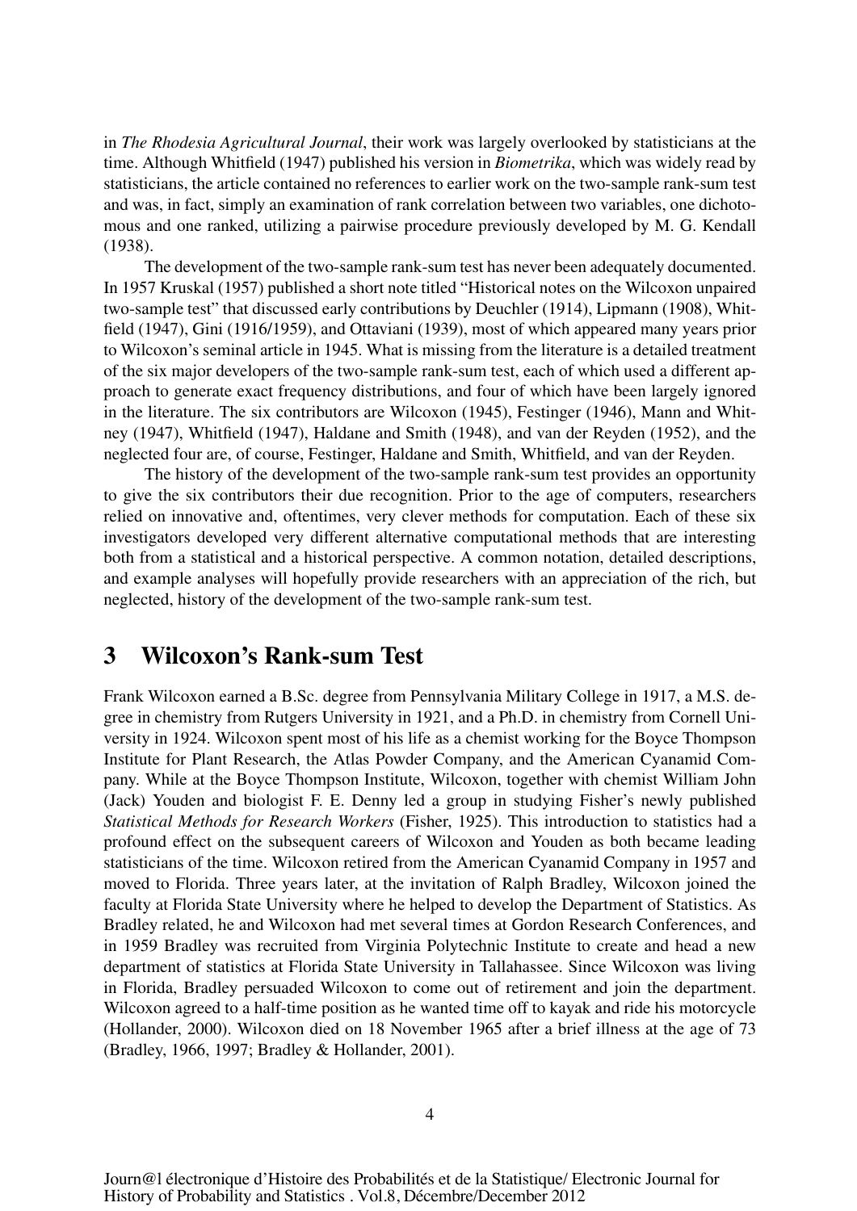in *The Rhodesia Agricultural Journal*, their work was largely overlooked by statisticians at the time. Although Whitfield (1947) published his version in *Biometrika*, which was widely read by statisticians, the article contained no references to earlier work on the two-sample rank-sum test and was, in fact, simply an examination of rank correlation between two variables, one dichotomous and one ranked, utilizing a pairwise procedure previously developed by M. G. Kendall (1938).

The development of the two-sample rank-sum test has never been adequately documented. In 1957 Kruskal (1957) published a short note titled "Historical notes on the Wilcoxon unpaired two-sample test" that discussed early contributions by Deuchler (1914), Lipmann (1908), Whitfield (1947), Gini (1916/1959), and Ottaviani (1939), most of which appeared many years prior to Wilcoxon's seminal article in 1945. What is missing from the literature is a detailed treatment of the six major developers of the two-sample rank-sum test, each of which used a different approach to generate exact frequency distributions, and four of which have been largely ignored in the literature. The six contributors are Wilcoxon (1945), Festinger (1946), Mann and Whitney (1947), Whitfield (1947), Haldane and Smith (1948), and van der Reyden (1952), and the neglected four are, of course, Festinger, Haldane and Smith, Whitfield, and van der Reyden.

The history of the development of the two-sample rank-sum test provides an opportunity to give the six contributors their due recognition. Prior to the age of computers, researchers relied on innovative and, oftentimes, very clever methods for computation. Each of these six investigators developed very different alternative computational methods that are interesting both from a statistical and a historical perspective. A common notation, detailed descriptions, and example analyses will hopefully provide researchers with an appreciation of the rich, but neglected, history of the development of the two-sample rank-sum test.

## 3 Wilcoxon's Rank-sum Test

Frank Wilcoxon earned a B.Sc. degree from Pennsylvania Military College in 1917, a M.S. degree in chemistry from Rutgers University in 1921, and a Ph.D. in chemistry from Cornell University in 1924. Wilcoxon spent most of his life as a chemist working for the Boyce Thompson Institute for Plant Research, the Atlas Powder Company, and the American Cyanamid Company. While at the Boyce Thompson Institute, Wilcoxon, together with chemist William John (Jack) Youden and biologist F. E. Denny led a group in studying Fisher's newly published *Statistical Methods for Research Workers* (Fisher, 1925). This introduction to statistics had a profound effect on the subsequent careers of Wilcoxon and Youden as both became leading statisticians of the time. Wilcoxon retired from the American Cyanamid Company in 1957 and moved to Florida. Three years later, at the invitation of Ralph Bradley, Wilcoxon joined the faculty at Florida State University where he helped to develop the Department of Statistics. As Bradley related, he and Wilcoxon had met several times at Gordon Research Conferences, and in 1959 Bradley was recruited from Virginia Polytechnic Institute to create and head a new department of statistics at Florida State University in Tallahassee. Since Wilcoxon was living in Florida, Bradley persuaded Wilcoxon to come out of retirement and join the department. Wilcoxon agreed to a half-time position as he wanted time off to kayak and ride his motorcycle (Hollander, 2000). Wilcoxon died on 18 November 1965 after a brief illness at the age of 73 (Bradley, 1966, 1997; Bradley & Hollander, 2001).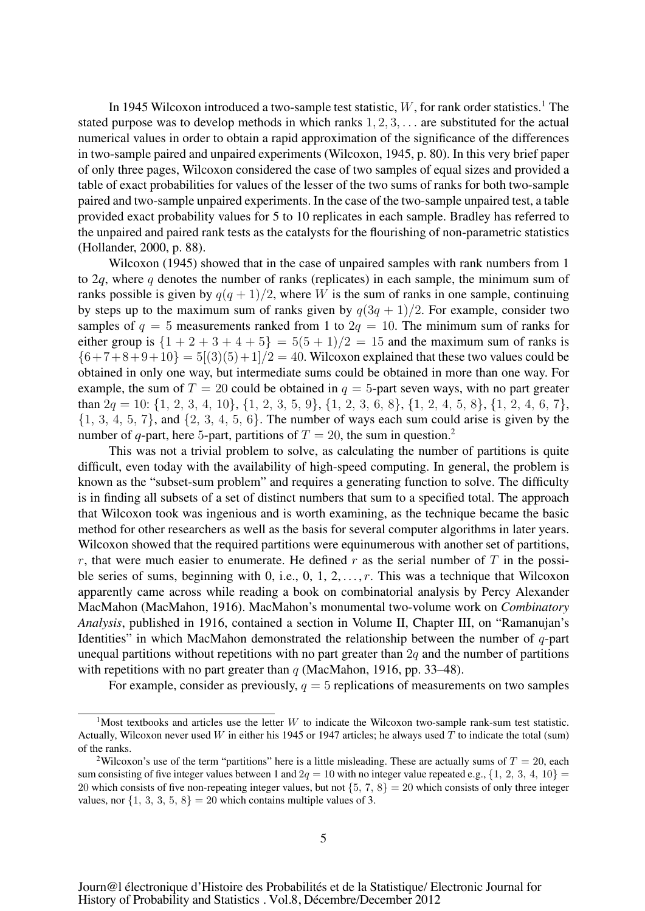In 1945 Wilcoxon introduced a two-sample test statistic, $W$, for rank order statistics.[1] The stated purpose was to develop methods in which ranks $1, 2, 3, \ldots$ are substituted for the actual numerical values in order to obtain a rapid approximation of the significance of the differences in two-sample paired and unpaired experiments (Wilcoxon, 1945, p. 80). In this very brief paper of only three pages, Wilcoxon considered the case of two samples of equal sizes and provided a table of exact probabilities for values of the lesser of the two sums of ranks for both two-sample paired and two-sample unpaired experiments. In the case of the two-sample unpaired test, a table provided exact probability values for 5 to 10 replicates in each sample. Bradley has referred to the unpaired and paired rank tests as the catalysts for the flourishing of non-parametric statistics (Hollander, 2000, p. 88).

Wilcoxon (1945) showed that in the case of unpaired samples with rank numbers from 1 to $2q$, where $q$ denotes the number of ranks (replicates) in each sample, the minimum sum of ranks possible is given by $q(q+1)/2$, where $W$ is the sum of ranks in one sample, continuing by steps up to the maximum sum of ranks given by $q(3q+1)/2$. For example, consider two samples of $q = 5$ measurements ranked from 1 to $2q = 10$. The minimum sum of ranks for either group is $\{1 + 2 + 3 + 4 + 5\} = 5(5 + 1)/2 = 15$ and the maximum sum of ranks is $\{6+7+8+9+10\} = 5[(3)(5)+1]/2 = 40$. Wilcoxon explained that these two values could be obtained in only one way, but intermediate sums could be obtained in more than one way. For example, the sum of $T = 20$ could be obtained in $q = 5$-part seven ways, with no part greater than $2q = 10$: $\{1, 2, 3, 4, 10\}$, $\{1, 2, 3, 5, 9\}$, $\{1, 2, 3, 6, 8\}$, $\{1, 2, 4, 5, 8\}$, $\{1, 2, 4, 6, 7\}$, $\{1, 3, 4, 5, 7\}$, and $\{2, 3, 4, 5, 6\}$. The number of ways each sum could arise is given by the number of $q$-part, here 5-part, partitions of $T = 20$, the sum in question.[2]

This was not a trivial problem to solve, as calculating the number of partitions is quite difficult, even today with the availability of high-speed computing. In general, the problem is known as the "subset-sum problem" and requires a generating function to solve. The difficulty is in finding all subsets of a set of distinct numbers that sum to a specified total. The approach that Wilcoxon took was ingenious and is worth examining, as the technique became the basic method for other researchers as well as the basis for several computer algorithms in later years. Wilcoxon showed that the required partitions were equinumerous with another set of partitions, $r$, that were much easier to enumerate. He defined $r$ as the serial number of $T$ in the possible series of sums, beginning with 0, i.e., $0, 1, 2, \ldots, r$. This was a technique that Wilcoxon apparently came across while reading a book on combinatorial analysis by Percy Alexander MacMahon (MacMahon, 1916). MacMahon's monumental two-volume work on *Combinatory Analysis*, published in 1916, contained a section in Volume II, Chapter III, on "Ramanujan's Identities" in which MacMahon demonstrated the relationship between the number of $q$-part unequal partitions without repetitions with no part greater than $2q$ and the number of partitions with repetitions with no part greater than $q$ (MacMahon, 1916, pp. 33–48).

For example, consider as previously, $q = 5$ replications of measurements on two samples

---

[1] Most textbooks and articles use the letter $W$ to indicate the Wilcoxon two-sample rank-sum test statistic. Actually, Wilcoxon never used $W$ in either his 1945 or 1947 articles; he always used $T$ to indicate the total (sum) of the ranks.

[2] Wilcoxon's use of the term "partitions" here is a little misleading. These are actually sums of $T = 20$, each sum consisting of five integer values between 1 and $2q = 10$ with no integer value repeated e.g., $\{1, 2, 3, 4, 10\} = 20$ which consists of five non-repeating integer values, but not $\{5, 7, 8\} = 20$ which consists of only three integer values, nor $\{1, 3, 3, 5, 8\} = 20$ which contains multiple values of 3.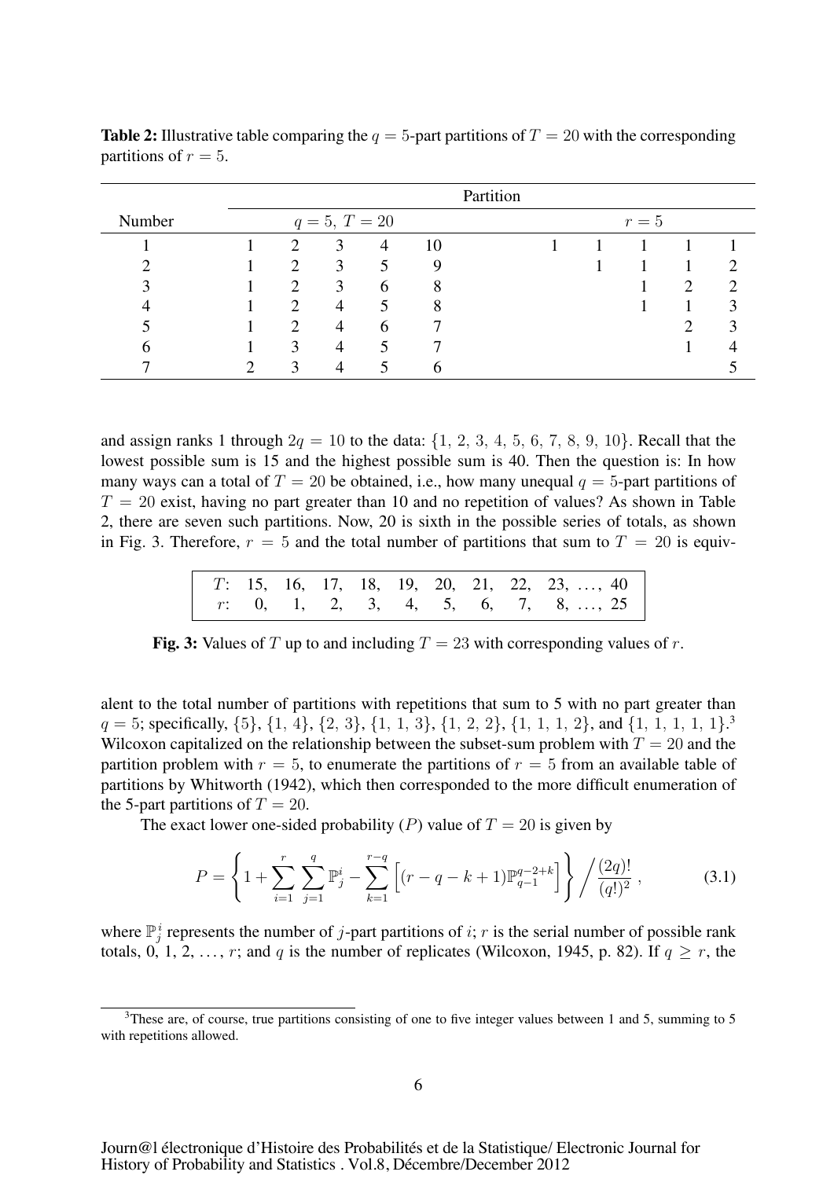**Table 2:** Illustrative table comparing the $q = 5$-part partitions of $T = 20$ with the corresponding partitions of $r = 5$.

| | Partition | | | | | | | | | |
|---|---|---|---|---|---|---|---|---|---|---|
| Number | $q = 5,\ T = 20$ | | | | | $r = 5$ | | | | |
| 1 | 1 | 2 | 3 | 4 | 10 | 1 | 1 | 1 | 1 | 1 |
| 2 | 1 | 2 | 3 | 5 | 9 | | 1 | 1 | 1 | 2 |
| 3 | 1 | 2 | 3 | 6 | 8 | | | 1 | 2 | 2 |
| 4 | 1 | 2 | 4 | 5 | 8 | | | 1 | 1 | 3 |
| 5 | 1 | 2 | 4 | 6 | 7 | | | | 2 | 3 |
| 6 | 1 | 3 | 4 | 5 | 7 | | | | 1 | 4 |
| 7 | 2 | 3 | 4 | 5 | 6 | | | | | 5 |

and assign ranks 1 through $2q = 10$ to the data: $\{1, 2, 3, 4, 5, 6, 7, 8, 9, 10\}$. Recall that the lowest possible sum is 15 and the highest possible sum is 40. Then the question is: In how many ways can a total of $T = 20$ be obtained, i.e., how many unequal $q = 5$-part partitions of $T = 20$ exist, having no part greater than 10 and no repetition of values? As shown in Table 2, there are seven such partitions. Now, 20 is sixth in the possible series of totals, as shown in Fig. 3. Therefore, $r = 5$ and the total number of partitions that sum to $T = 20$ is equivalent to the total number of partitions with repetitions that sum to 5 with no part greater than $q = 5$; specifically, $\{5\}$, $\{1, 4\}$, $\{2, 3\}$, $\{1, 1, 3\}$, $\{1, 2, 2\}$, $\{1, 1, 1, 2\}$, and $\{1, 1, 1, 1, 1\}$.[3] Wilcoxon capitalized on the relationship between the subset-sum problem with $T = 20$ and the partition problem with $r = 5$, to enumerate the partitions of $r = 5$ from an available table of partitions by Whitworth (1942), which then corresponded to the more difficult enumeration of the 5-part partitions of $T = 20$.

| $T$: | 15, | 16, | 17, | 18, | 19, | 20, | 21, | 22, | 23, | …, | 40 |
|---|---|---|---|---|---|---|---|---|---|---|---|
| $r$: | 0, | 1, | 2, | 3, | 4, | 5, | 6, | 7, | 8, | …, | 25 |

**Fig. 3:** Values of $T$ up to and including $T = 23$ with corresponding values of $r$.

The exact lower one-sided probability ($P$) value of $T = 20$ is given by

$$P = \left\{ 1 + \sum_{i=1}^{r} \sum_{j=1}^{q} \mathbb{P}_j^i - \sum_{k=1}^{r-q} \Big[ (r - q - k + 1)\mathbb{P}_{q-1}^{q-2+k} \Big] \right\} \Big/ \frac{(2q)!}{(q!)^2} \,, \tag{3.1}$$

where $\mathbb{P}_j^i$ represents the number of $j$-part partitions of $i$; $r$ is the serial number of possible rank totals, 0, 1, 2, …, $r$; and $q$ is the number of replicates (Wilcoxon, 1945, p. 82). If $q \geq r$, the

[3] These are, of course, true partitions consisting of one to five integer values between 1 and 5, summing to 5 with repetitions allowed.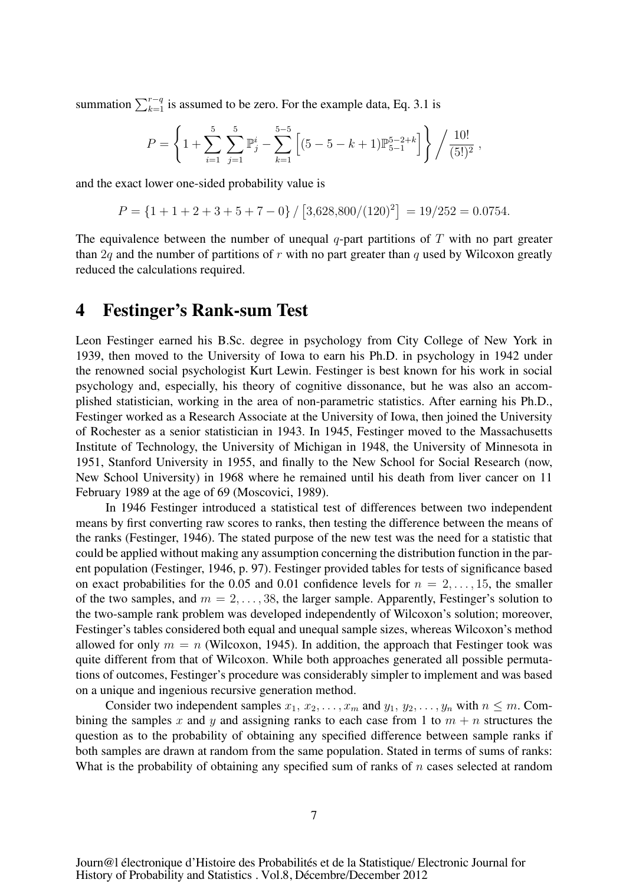summation $\sum_{k=1}^{r-q}$ is assumed to be zero. For the example data, Eq. 3.1 is

$$P = \left\{ 1 + \sum_{i=1}^{5} \sum_{j=1}^{5} \mathbb{P}_j^i - \sum_{k=1}^{5-5} \left[ (5-5-k+1) \mathbb{P}_{5-1}^{5-2+k} \right] \right\} \Big/ \frac{10!}{(5!)^2} \, ,$$

and the exact lower one-sided probability value is

$$P = \{1 + 1 + 2 + 3 + 5 + 7 - 0\} \,/\, \left[ 3{,}628{,}800/(120)^2 \right] = 19/252 = 0.0754.$$

The equivalence between the number of unequal $q$-part partitions of $T$ with no part greater than $2q$ and the number of partitions of $r$ with no part greater than $q$ used by Wilcoxon greatly reduced the calculations required.

# 4 Festinger's Rank-sum Test

Leon Festinger earned his B.Sc. degree in psychology from City College of New York in 1939, then moved to the University of Iowa to earn his Ph.D. in psychology in 1942 under the renowned social psychologist Kurt Lewin. Festinger is best known for his work in social psychology and, especially, his theory of cognitive dissonance, but he was also an accomplished statistician, working in the area of non-parametric statistics. After earning his Ph.D., Festinger worked as a Research Associate at the University of Iowa, then joined the University of Rochester as a senior statistician in 1943. In 1945, Festinger moved to the Massachusetts Institute of Technology, the University of Michigan in 1948, the University of Minnesota in 1951, Stanford University in 1955, and finally to the New School for Social Research (now, New School University) in 1968 where he remained until his death from liver cancer on 11 February 1989 at the age of 69 (Moscovici, 1989).

In 1946 Festinger introduced a statistical test of differences between two independent means by first converting raw scores to ranks, then testing the difference between the means of the ranks (Festinger, 1946). The stated purpose of the new test was the need for a statistic that could be applied without making any assumption concerning the distribution function in the parent population (Festinger, 1946, p. 97). Festinger provided tables for tests of significance based on exact probabilities for the 0.05 and 0.01 confidence levels for $n = 2, \ldots, 15$, the smaller of the two samples, and $m = 2, \ldots, 38$, the larger sample. Apparently, Festinger's solution to the two-sample rank problem was developed independently of Wilcoxon's solution; moreover, Festinger's tables considered both equal and unequal sample sizes, whereas Wilcoxon's method allowed for only $m = n$ (Wilcoxon, 1945). In addition, the approach that Festinger took was quite different from that of Wilcoxon. While both approaches generated all possible permutations of outcomes, Festinger's procedure was considerably simpler to implement and was based on a unique and ingenious recursive generation method.

Consider two independent samples $x_1, x_2, \ldots, x_m$ and $y_1, y_2, \ldots, y_n$ with $n \leq m$. Combining the samples $x$ and $y$ and assigning ranks to each case from 1 to $m + n$ structures the question as to the probability of obtaining any specified difference between sample ranks if both samples are drawn at random from the same population. Stated in terms of sums of ranks: What is the probability of obtaining any specified sum of ranks of $n$ cases selected at random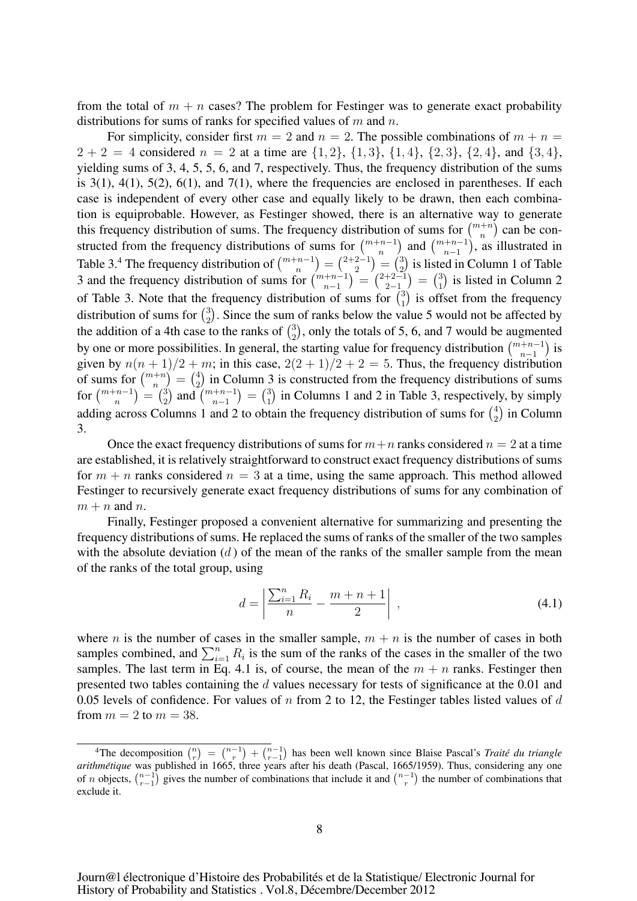from the total of $m + n$ cases? The problem for Festinger was to generate exact probability distributions for sums of ranks for specified values of $m$ and $n$.

For simplicity, consider first $m = 2$ and $n = 2$. The possible combinations of $m + n = 2 + 2 = 4$ considered $n = 2$ at a time are $\{1, 2\}$, $\{1, 3\}$, $\{1, 4\}$, $\{2, 3\}$, $\{2, 4\}$, and $\{3, 4\}$, yielding sums of 3, 4, 5, 5, 6, and 7, respectively. Thus, the frequency distribution of the sums is 3(1), 4(1), 5(2), 6(1), and 7(1), where the frequencies are enclosed in parentheses. If each case is independent of every other case and equally likely to be drawn, then each combination is equiprobable. However, as Festinger showed, there is an alternative way to generate this frequency distribution of sums. The frequency distribution of sums for $\binom{m+n}{n}$ can be constructed from the frequency distributions of sums for $\binom{m+n-1}{n}$ and $\binom{m+n-1}{n-1}$, as illustrated in Table 3.[4] The frequency distribution of $\binom{m+n-1}{n} = \binom{2+2-1}{2} = \binom{3}{2}$ is listed in Column 1 of Table 3 and the frequency distribution of sums for $\binom{m+n-1}{n-1} = \binom{2+2-1}{2-1} = \binom{3}{1}$ is listed in Column 2 of Table 3. Note that the frequency distribution of sums for $\binom{3}{1}$ is offset from the frequency distribution of sums for $\binom{3}{2}$. Since the sum of ranks below the value 5 would not be affected by the addition of a 4th case to the ranks of $\binom{3}{2}$, only the totals of 5, 6, and 7 would be augmented by one or more possibilities. In general, the starting value for frequency distribution $\binom{m+n-1}{n-1}$ is given by $n(n + 1)/2 + m$; in this case, $2(2 + 1)/2 + 2 = 5$. Thus, the frequency distribution of sums for $\binom{m+n}{n} = \binom{4}{2}$ in Column 3 is constructed from the frequency distributions of sums for $\binom{m+n-1}{n} = \binom{3}{2}$ and $\binom{m+n-1}{n-1} = \binom{3}{1}$ in Columns 1 and 2 in Table 3, respectively, by simply adding across Columns 1 and 2 to obtain the frequency distribution of sums for $\binom{4}{2}$ in Column 3.

Once the exact frequency distributions of sums for $m+n$ ranks considered $n = 2$ at a time are established, it is relatively straightforward to construct exact frequency distributions of sums for $m + n$ ranks considered $n = 3$ at a time, using the same approach. This method allowed Festinger to recursively generate exact frequency distributions of sums for any combination of $m + n$ and $n$.

Finally, Festinger proposed a convenient alternative for summarizing and presenting the frequency distributions of sums. He replaced the sums of ranks of the smaller of the two samples with the absolute deviation ($d$) of the mean of the ranks of the smaller sample from the mean of the ranks of the total group, using

$$d = \left| \frac{\sum_{i=1}^{n} R_i}{n} - \frac{m + n + 1}{2} \right| , \tag{4.1}$$

where $n$ is the number of cases in the smaller sample, $m + n$ is the number of cases in both samples combined, and $\sum_{i=1}^{n} R_i$ is the sum of the ranks of the cases in the smaller of the two samples. The last term in Eq. 4.1 is, of course, the mean of the $m + n$ ranks. Festinger then presented two tables containing the $d$ values necessary for tests of significance at the 0.01 and 0.05 levels of confidence. For values of $n$ from 2 to 12, the Festinger tables listed values of $d$ from $m = 2$ to $m = 38$.

---

[4] The decomposition $\binom{n}{r} = \binom{n-1}{r} + \binom{n-1}{r-1}$ has been well known since Blaise Pascal's *Traité du triangle arithmétique* was published in 1665, three years after his death (Pascal, 1665/1959). Thus, considering any one of $n$ objects, $\binom{n-1}{r-1}$ gives the number of combinations that include it and $\binom{n-1}{r}$ the number of combinations that exclude it.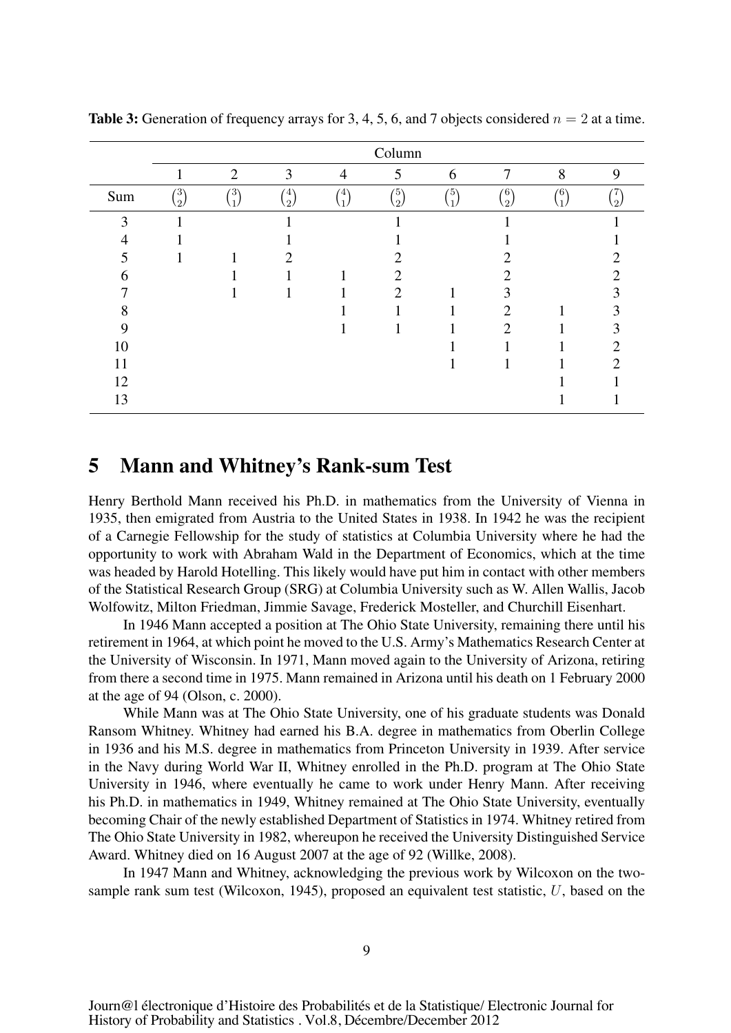**Table 3:** Generation of frequency arrays for 3, 4, 5, 6, and 7 objects considered $n = 2$ at a time.

| | Column | | | | | | | | |
|---|---|---|---|---|---|---|---|---|---|
| | 1 | 2 | 3 | 4 | 5 | 6 | 7 | 8 | 9 |
| Sum | $\binom{3}{2}$ | $\binom{3}{1}$ | $\binom{4}{2}$ | $\binom{4}{1}$ | $\binom{5}{2}$ | $\binom{5}{1}$ | $\binom{6}{2}$ | $\binom{6}{1}$ | $\binom{7}{2}$ |
| 3 | 1 | | 1 | | 1 | | 1 | | 1 |
| 4 | 1 | | 1 | | 1 | | 1 | | 1 |
| 5 | 1 | 1 | 2 | | 2 | | 2 | | 2 |
| 6 | | 1 | 1 | 1 | 2 | | 2 | | 2 |
| 7 | | 1 | 1 | 1 | 2 | 1 | 3 | | 3 |
| 8 | | | | 1 | 1 | 1 | 2 | 1 | 3 |
| 9 | | | | 1 | 1 | 1 | 2 | 1 | 3 |
| 10 | | | | | | 1 | 1 | 1 | 2 |
| 11 | | | | | | 1 | 1 | 1 | 2 |
| 12 | | | | | | | | 1 | 1 |
| 13 | | | | | | | | 1 | 1 |

# 5 Mann and Whitney's Rank-sum Test

Henry Berthold Mann received his Ph.D. in mathematics from the University of Vienna in 1935, then emigrated from Austria to the United States in 1938. In 1942 he was the recipient of a Carnegie Fellowship for the study of statistics at Columbia University where he had the opportunity to work with Abraham Wald in the Department of Economics, which at the time was headed by Harold Hotelling. This likely would have put him in contact with other members of the Statistical Research Group (SRG) at Columbia University such as W. Allen Wallis, Jacob Wolfowitz, Milton Friedman, Jimmie Savage, Frederick Mosteller, and Churchill Eisenhart.

In 1946 Mann accepted a position at The Ohio State University, remaining there until his retirement in 1964, at which point he moved to the U.S. Army's Mathematics Research Center at the University of Wisconsin. In 1971, Mann moved again to the University of Arizona, retiring from there a second time in 1975. Mann remained in Arizona until his death on 1 February 2000 at the age of 94 (Olson, c. 2000).

While Mann was at The Ohio State University, one of his graduate students was Donald Ransom Whitney. Whitney had earned his B.A. degree in mathematics from Oberlin College in 1936 and his M.S. degree in mathematics from Princeton University in 1939. After service in the Navy during World War II, Whitney enrolled in the Ph.D. program at The Ohio State University in 1946, where eventually he came to work under Henry Mann. After receiving his Ph.D. in mathematics in 1949, Whitney remained at The Ohio State University, eventually becoming Chair of the newly established Department of Statistics in 1974. Whitney retired from The Ohio State University in 1982, whereupon he received the University Distinguished Service Award. Whitney died on 16 August 2007 at the age of 92 (Willke, 2008).

In 1947 Mann and Whitney, acknowledging the previous work by Wilcoxon on the two-sample rank sum test (Wilcoxon, 1945), proposed an equivalent test statistic, $U$, based on the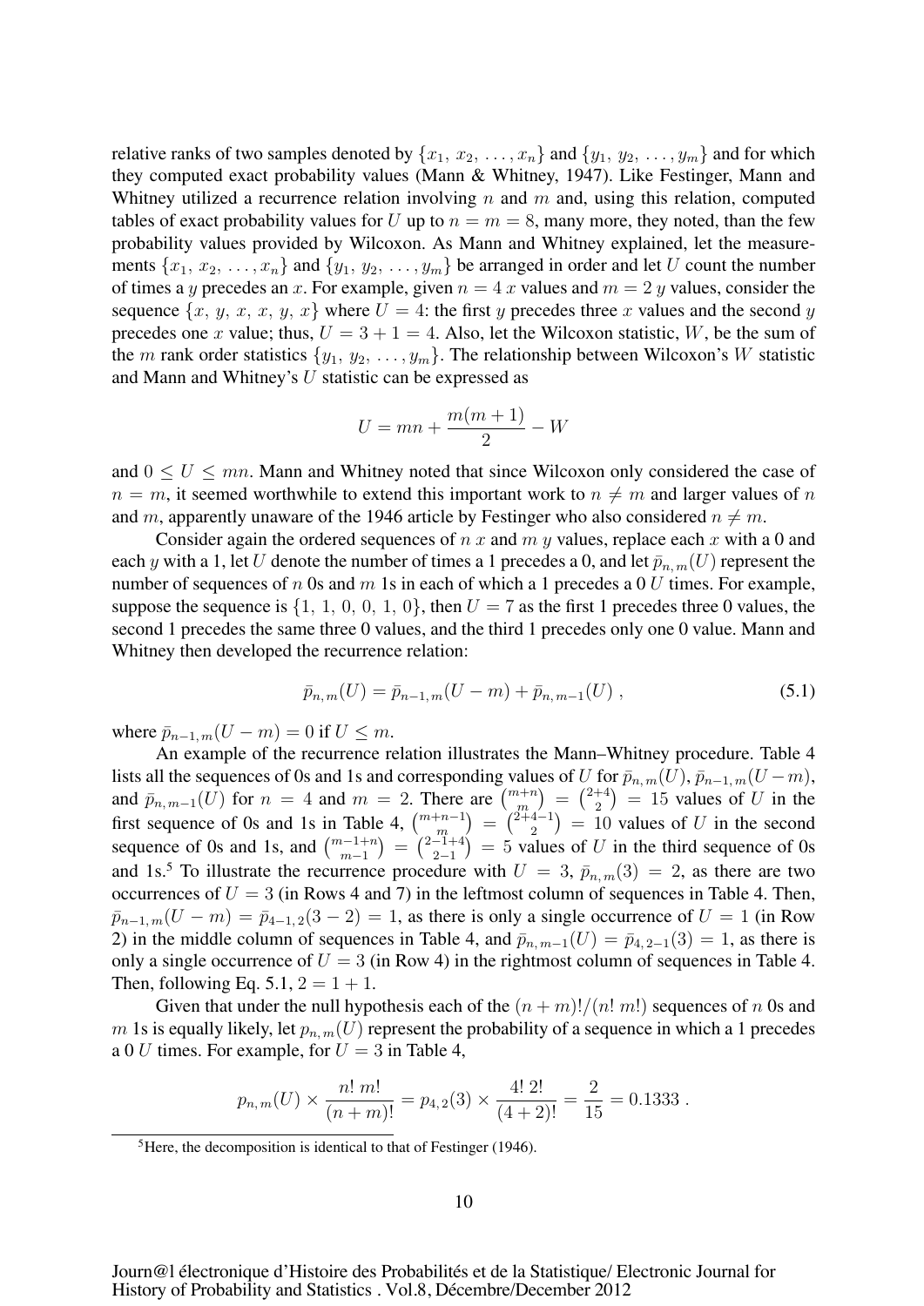relative ranks of two samples denoted by $\{x_1, x_2, \ldots, x_n\}$ and $\{y_1, y_2, \ldots, y_m\}$ and for which they computed exact probability values (Mann & Whitney, 1947). Like Festinger, Mann and Whitney utilized a recurrence relation involving $n$ and $m$ and, using this relation, computed tables of exact probability values for $U$ up to $n = m = 8$, many more, they noted, than the few probability values provided by Wilcoxon. As Mann and Whitney explained, let the measurements $\{x_1, x_2, \ldots, x_n\}$ and $\{y_1, y_2, \ldots, y_m\}$ be arranged in order and let $U$ count the number of times a $y$ precedes an $x$. For example, given $n = 4$ $x$ values and $m = 2$ $y$ values, consider the sequence $\{x, y, x, x, y, x\}$ where $U = 4$: the first $y$ precedes three $x$ values and the second $y$ precedes one $x$ value; thus, $U = 3 + 1 = 4$. Also, let the Wilcoxon statistic, $W$, be the sum of the $m$ rank order statistics $\{y_1, y_2, \ldots, y_m\}$. The relationship between Wilcoxon's $W$ statistic and Mann and Whitney's $U$ statistic can be expressed as

$$U = mn + \frac{m(m+1)}{2} - W$$

and $0 \leq U \leq mn$. Mann and Whitney noted that since Wilcoxon only considered the case of $n = m$, it seemed worthwhile to extend this important work to $n \neq m$ and larger values of $n$ and $m$, apparently unaware of the 1946 article by Festinger who also considered $n \neq m$.

Consider again the ordered sequences of $n$ $x$ and $m$ $y$ values, replace each $x$ with a 0 and each $y$ with a 1, let $U$ denote the number of times a 1 precedes a 0, and let $\bar{p}_{n,m}(U)$ represent the number of sequences of $n$ 0s and $m$ 1s in each of which a 1 precedes a 0 $U$ times. For example, suppose the sequence is $\{1, 1, 0, 0, 1, 0\}$, then $U = 7$ as the first 1 precedes three 0 values, the second 1 precedes the same three 0 values, and the third 1 precedes only one 0 value. Mann and Whitney then developed the recurrence relation:

$$\bar{p}_{n,m}(U) = \bar{p}_{n-1,m}(U - m) + \bar{p}_{n,m-1}(U) \; , \tag{5.1}$$

where $\bar{p}_{n-1,m}(U - m) = 0$ if $U \leq m$.

An example of the recurrence relation illustrates the Mann–Whitney procedure. Table 4 lists all the sequences of 0s and 1s and corresponding values of $U$ for $\bar{p}_{n,m}(U)$, $\bar{p}_{n-1,m}(U-m)$, and $\bar{p}_{n,m-1}(U)$ for $n = 4$ and $m = 2$. There are $\binom{m+n}{m} = \binom{2+4}{2} = 15$ values of $U$ in the first sequence of 0s and 1s in Table 4, $\binom{m+n-1}{m} = \binom{2+4-1}{2} = 10$ values of $U$ in the second sequence of 0s and 1s, and $\binom{m-1+n}{m-1} = \binom{2-1+4}{2-1} = 5$ values of $U$ in the third sequence of 0s and 1s.[5] To illustrate the recurrence procedure with $U = 3$, $\bar{p}_{n,m}(3) = 2$, as there are two occurrences of $U = 3$ (in Rows 4 and 7) in the leftmost column of sequences in Table 4. Then, $\bar{p}_{n-1,m}(U - m) = \bar{p}_{4-1,2}(3 - 2) = 1$, as there is only a single occurrence of $U = 1$ (in Row 2) in the middle column of sequences in Table 4, and $\bar{p}_{n,m-1}(U) = \bar{p}_{4,2-1}(3) = 1$, as there is only a single occurrence of $U = 3$ (in Row 4) in the rightmost column of sequences in Table 4. Then, following Eq. 5.1, $2 = 1 + 1$.

Given that under the null hypothesis each of the $(n + m)!/(n!\, m!)$ sequences of $n$ 0s and $m$ 1s is equally likely, let $p_{n,m}(U)$ represent the probability of a sequence in which a 1 precedes a 0 $U$ times. For example, for $U = 3$ in Table 4,

$$p_{n,m}(U) \times \frac{n!\, m!}{(n+m)!} = p_{4,2}(3) \times \frac{4!\, 2!}{(4+2)!} = \frac{2}{15} = 0.1333 \; .$$

[5] Here, the decomposition is identical to that of Festinger (1946).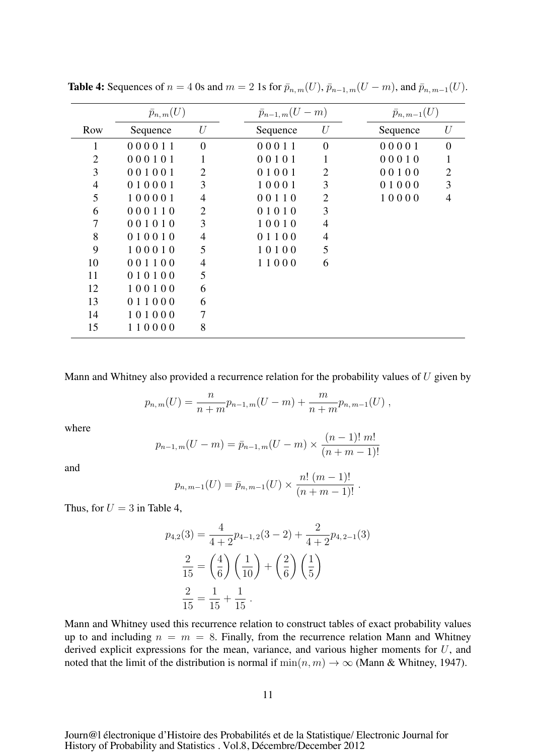**Table 4:** Sequences of $n = 4$ 0s and $m = 2$ 1s for $\bar{p}_{n,m}(U)$, $\bar{p}_{n-1,m}(U - m)$, and $\bar{p}_{n,m-1}(U)$.

| | $\bar{p}_{n,m}(U)$ | | $\bar{p}_{n-1,m}(U-m)$ | | $\bar{p}_{n,m-1}(U)$ | |
|---|---|---|---|---|---|---|
| Row | Sequence | $U$ | Sequence | $U$ | Sequence | $U$ |
| 1 | 0 0 0 0 1 1 | 0 | 0 0 0 1 1 | 0 | 0 0 0 0 1 | 0 |
| 2 | 0 0 0 1 0 1 | 1 | 0 0 1 0 1 | 1 | 0 0 0 1 0 | 1 |
| 3 | 0 0 1 0 0 1 | 2 | 0 1 0 0 1 | 2 | 0 0 1 0 0 | 2 |
| 4 | 0 1 0 0 0 1 | 3 | 1 0 0 0 1 | 3 | 0 1 0 0 0 | 3 |
| 5 | 1 0 0 0 0 1 | 4 | 0 0 1 1 0 | 2 | 1 0 0 0 0 | 4 |
| 6 | 0 0 0 1 1 0 | 2 | 0 1 0 1 0 | 3 | | |
| 7 | 0 0 1 0 1 0 | 3 | 1 0 0 1 0 | 4 | | |
| 8 | 0 1 0 0 1 0 | 4 | 0 1 1 0 0 | 4 | | |
| 9 | 1 0 0 0 1 0 | 5 | 1 0 1 0 0 | 5 | | |
| 10 | 0 0 1 1 0 0 | 4 | 1 1 0 0 0 | 6 | | |
| 11 | 0 1 0 1 0 0 | 5 | | | | |
| 12 | 1 0 0 1 0 0 | 6 | | | | |
| 13 | 0 1 1 0 0 0 | 6 | | | | |
| 14 | 1 0 1 0 0 0 | 7 | | | | |
| 15 | 1 1 0 0 0 0 | 8 | | | | |

Mann and Whitney also provided a recurrence relation for the probability values of $U$ given by

$$p_{n,m}(U) = \frac{n}{n+m} p_{n-1,m}(U - m) + \frac{m}{n+m} p_{n,m-1}(U) ,$$

where

$$p_{n-1,m}(U - m) = \bar{p}_{n-1,m}(U - m) \times \frac{(n-1)!\, m!}{(n+m-1)!}$$

and

$$p_{n,m-1}(U) = \bar{p}_{n,m-1}(U) \times \frac{n!\, (m-1)!}{(n+m-1)!} .$$

Thus, for $U = 3$ in Table 4,

$$p_{4,2}(3) = \frac{4}{4+2} p_{4-1,2}(3 - 2) + \frac{2}{4+2} p_{4,2-1}(3)$$

$$\frac{2}{15} = \left(\frac{4}{6}\right)\left(\frac{1}{10}\right) + \left(\frac{2}{6}\right)\left(\frac{1}{5}\right)$$

$$\frac{2}{15} = \frac{1}{15} + \frac{1}{15} .$$

Mann and Whitney used this recurrence relation to construct tables of exact probability values up to and including $n = m = 8$. Finally, from the recurrence relation Mann and Whitney derived explicit expressions for the mean, variance, and various higher moments for $U$, and noted that the limit of the distribution is normal if $\min(n, m) \to \infty$ (Mann & Whitney, 1947).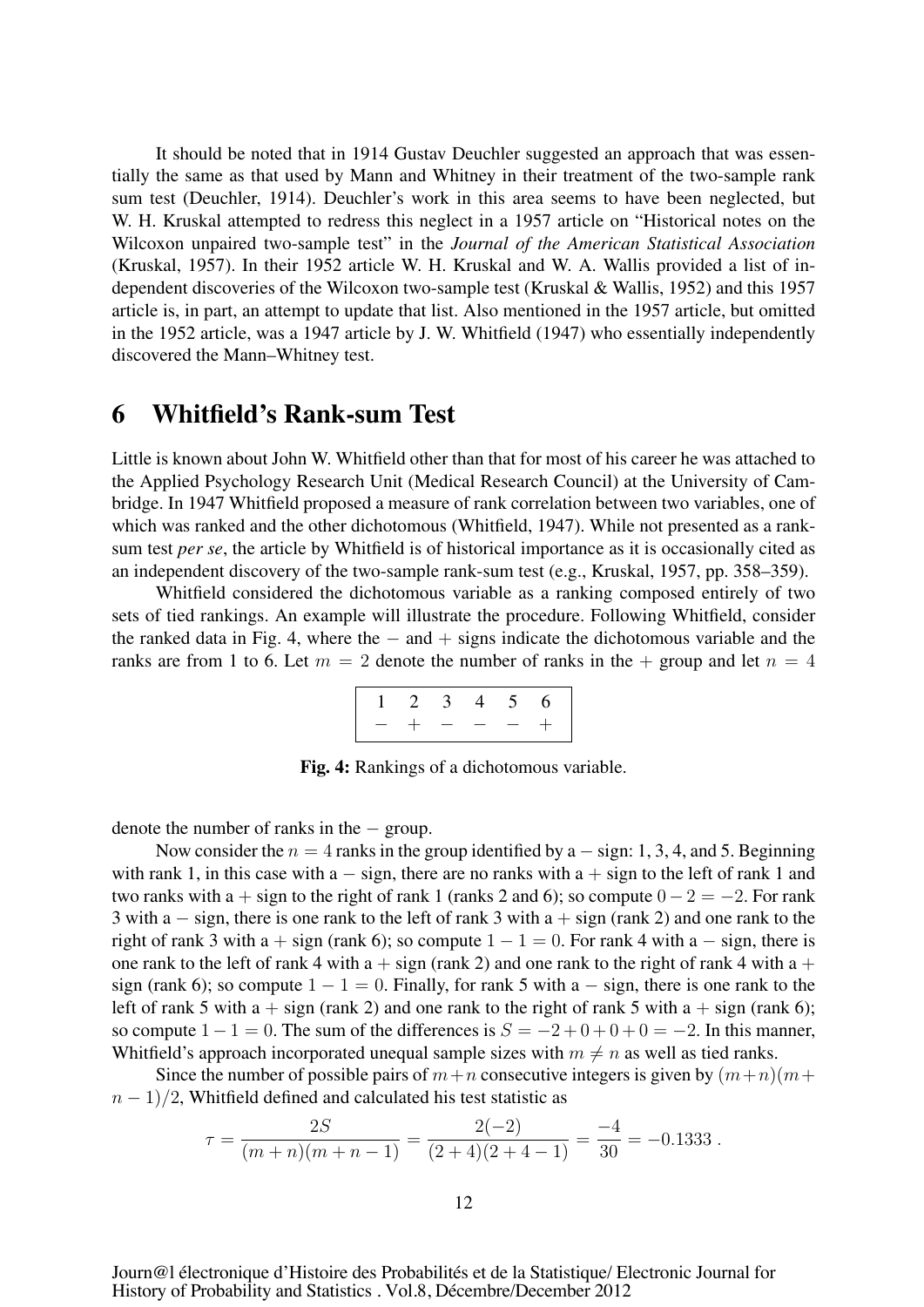It should be noted that in 1914 Gustav Deuchler suggested an approach that was essentially the same as that used by Mann and Whitney in their treatment of the two-sample rank sum test (Deuchler, 1914). Deuchler's work in this area seems to have been neglected, but W. H. Kruskal attempted to redress this neglect in a 1957 article on "Historical notes on the Wilcoxon unpaired two-sample test" in the *Journal of the American Statistical Association* (Kruskal, 1957). In their 1952 article W. H. Kruskal and W. A. Wallis provided a list of independent discoveries of the Wilcoxon two-sample test (Kruskal & Wallis, 1952) and this 1957 article is, in part, an attempt to update that list. Also mentioned in the 1957 article, but omitted in the 1952 article, was a 1947 article by J. W. Whitfield (1947) who essentially independently discovered the Mann–Whitney test.

## 6 Whitfield's Rank-sum Test

Little is known about John W. Whitfield other than that for most of his career he was attached to the Applied Psychology Research Unit (Medical Research Council) at the University of Cambridge. In 1947 Whitfield proposed a measure of rank correlation between two variables, one of which was ranked and the other dichotomous (Whitfield, 1947). While not presented as a rank-sum test *per se*, the article by Whitfield is of historical importance as it is occasionally cited as an independent discovery of the two-sample rank-sum test (e.g., Kruskal, 1957, pp. 358–359).

Whitfield considered the dichotomous variable as a ranking composed entirely of two sets of tied rankings. An example will illustrate the procedure. Following Whitfield, consider the ranked data in Fig. 4, where the $-$ and $+$ signs indicate the dichotomous variable and the ranks are from 1 to 6. Let $m = 2$ denote the number of ranks in the $+$ group and let $n = 4$ denote the number of ranks in the $-$ group.

| 1 | 2 | 3 | 4 | 5 | 6 |
|---|---|---|---|---|---|
| $-$ | $+$ | $-$ | $-$ | $-$ | $+$ |

**Fig. 4:** Rankings of a dichotomous variable.

Now consider the $n = 4$ ranks in the group identified by a $-$ sign: 1, 3, 4, and 5. Beginning with rank 1, in this case with a $-$ sign, there are no ranks with a $+$ sign to the left of rank 1 and two ranks with a $+$ sign to the right of rank 1 (ranks 2 and 6); so compute $0 - 2 = -2$. For rank 3 with a $-$ sign, there is one rank to the left of rank 3 with a $+$ sign (rank 2) and one rank to the right of rank 3 with a $+$ sign (rank 6); so compute $1 - 1 = 0$. For rank 4 with a $-$ sign, there is one rank to the left of rank 4 with a $+$ sign (rank 2) and one rank to the right of rank 4 with a $+$ sign (rank 6); so compute $1 - 1 = 0$. Finally, for rank 5 with a $-$ sign, there is one rank to the left of rank 5 with a $+$ sign (rank 2) and one rank to the right of rank 5 with a $+$ sign (rank 6); so compute $1 - 1 = 0$. The sum of the differences is $S = -2 + 0 + 0 + 0 = -2$. In this manner, Whitfield's approach incorporated unequal sample sizes with $m \neq n$ as well as tied ranks.

Since the number of possible pairs of $m+n$ consecutive integers is given by $(m+n)(m+n-1)/2$, Whitfield defined and calculated his test statistic as

$$\tau = \frac{2S}{(m+n)(m+n-1)} = \frac{2(-2)}{(2+4)(2+4-1)} = \frac{-4}{30} = -0.1333 \; .$$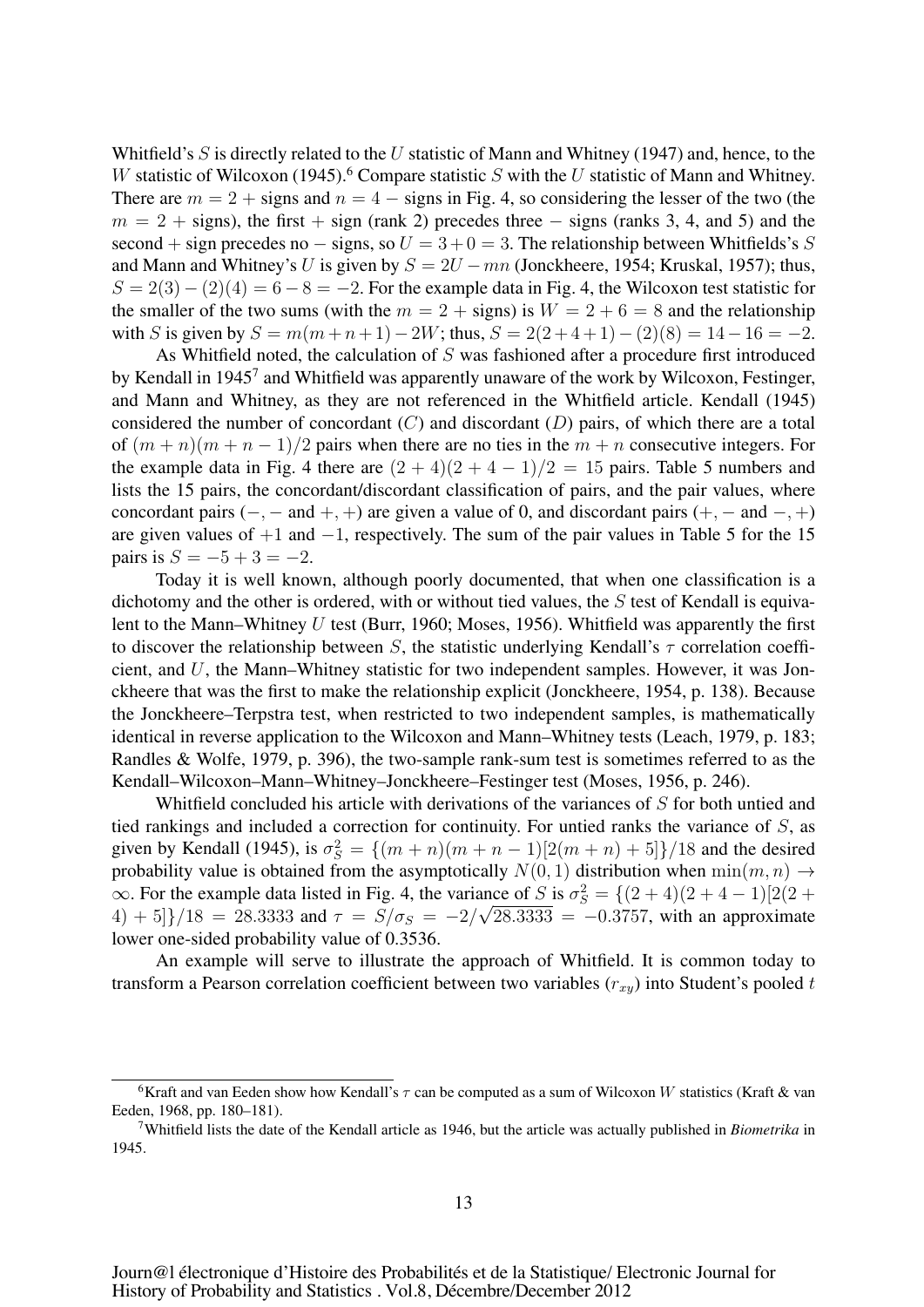Whitfield's $S$ is directly related to the $U$ statistic of Mann and Whitney (1947) and, hence, to the $W$ statistic of Wilcoxon (1945).[6] Compare statistic $S$ with the $U$ statistic of Mann and Whitney. There are $m = 2$ + signs and $n = 4$ − signs in Fig. 4, so considering the lesser of the two (the $m = 2$ + signs), the first + sign (rank 2) precedes three − signs (ranks 3, 4, and 5) and the second + sign precedes no − signs, so $U = 3 + 0 = 3$. The relationship between Whitfields's $S$ and Mann and Whitney's $U$ is given by $S = 2U - mn$ (Jonckheere, 1954; Kruskal, 1957); thus, $S = 2(3) - (2)(4) = 6 - 8 = -2$. For the example data in Fig. 4, the Wilcoxon test statistic for the smaller of the two sums (with the $m = 2$ + signs) is $W = 2 + 6 = 8$ and the relationship with $S$ is given by $S = m(m+n+1) - 2W$; thus, $S = 2(2+4+1) - (2)(8) = 14 - 16 = -2$.

As Whitfield noted, the calculation of $S$ was fashioned after a procedure first introduced by Kendall in 1945[7] and Whitfield was apparently unaware of the work by Wilcoxon, Festinger, and Mann and Whitney, as they are not referenced in the Whitfield article. Kendall (1945) considered the number of concordant ($C$) and discordant ($D$) pairs, of which there are a total of $(m + n)(m + n - 1)/2$ pairs when there are no ties in the $m + n$ consecutive integers. For the example data in Fig. 4 there are $(2 + 4)(2 + 4 - 1)/2 = 15$ pairs. Table 5 numbers and lists the 15 pairs, the concordant/discordant classification of pairs, and the pair values, where concordant pairs $(-, -$ and $+, +)$ are given a value of 0, and discordant pairs $(+, -$ and $-, +)$ are given values of $+1$ and $-1$, respectively. The sum of the pair values in Table 5 for the 15 pairs is $S = -5 + 3 = -2$.

Today it is well known, although poorly documented, that when one classification is a dichotomy and the other is ordered, with or without tied values, the $S$ test of Kendall is equivalent to the Mann–Whitney $U$ test (Burr, 1960; Moses, 1956). Whitfield was apparently the first to discover the relationship between $S$, the statistic underlying Kendall's $\tau$ correlation coefficient, and $U$, the Mann–Whitney statistic for two independent samples. However, it was Jonckheere that was the first to make the relationship explicit (Jonckheere, 1954, p. 138). Because the Jonckheere–Terpstra test, when restricted to two independent samples, is mathematically identical in reverse application to the Wilcoxon and Mann–Whitney tests (Leach, 1979, p. 183; Randles & Wolfe, 1979, p. 396), the two-sample rank-sum test is sometimes referred to as the Kendall–Wilcoxon–Mann–Whitney–Jonckheere–Festinger test (Moses, 1956, p. 246).

Whitfield concluded his article with derivations of the variances of $S$ for both untied and tied rankings and included a correction for continuity. For untied ranks the variance of $S$, as given by Kendall (1945), is $\sigma_S^2 = \{(m + n)(m + n - 1)[2(m + n) + 5]\}/18$ and the desired probability value is obtained from the asymptotically $N(0, 1)$ distribution when $\min(m, n) \to \infty$. For the example data listed in Fig. 4, the variance of $S$ is $\sigma_S^2 = \{(2 + 4)(2 + 4 - 1)[2(2 + 4) + 5]\}/18 = 28.3333$ and $\tau = S/\sigma_S = -2/\sqrt{28.3333} = -0.3757$, with an approximate lower one-sided probability value of 0.3536.

An example will serve to illustrate the approach of Whitfield. It is common today to transform a Pearson correlation coefficient between two variables ($r_{xy}$) into Student's pooled $t$

---

[6] Kraft and van Eeden show how Kendall's $\tau$ can be computed as a sum of Wilcoxon $W$ statistics (Kraft & van Eeden, 1968, pp. 180–181).

[7] Whitfield lists the date of the Kendall article as 1946, but the article was actually published in *Biometrika* in 1945.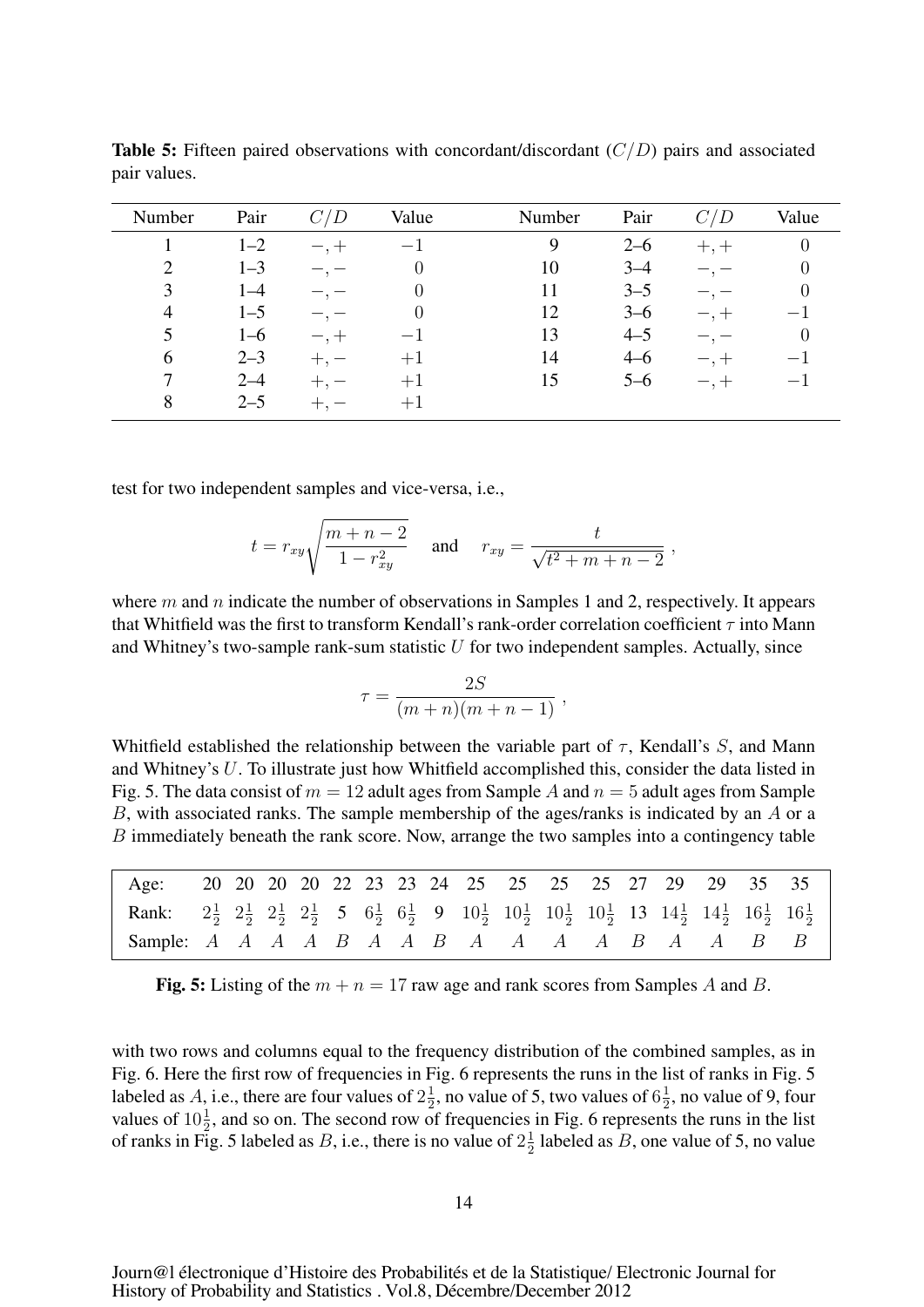**Table 5:** Fifteen paired observations with concordant/discordant ($C/D$) pairs and associated pair values.

| Number | Pair | $C/D$ | Value | Number | Pair | $C/D$ | Value |
|---|---|---|---|---|---|---|---|
| 1 | 1–2 | $-,+$ | $-1$ | 9 | 2–6 | $+,+$ | 0 |
| 2 | 1–3 | $-,-$ | 0 | 10 | 3–4 | $-,-$ | 0 |
| 3 | 1–4 | $-,-$ | 0 | 11 | 3–5 | $-,-$ | 0 |
| 4 | 1–5 | $-,-$ | 0 | 12 | 3–6 | $-,+$ | $-1$ |
| 5 | 1–6 | $-,+$ | $-1$ | 13 | 4–5 | $-,-$ | 0 |
| 6 | 2–3 | $+,-$ | $+1$ | 14 | 4–6 | $-,+$ | $-1$ |
| 7 | 2–4 | $+,-$ | $+1$ | 15 | 5–6 | $-,+$ | $-1$ |
| 8 | 2–5 | $+,-$ | $+1$ | | | | |

test for two independent samples and vice-versa, i.e.,

$$t = r_{xy}\sqrt{\frac{m+n-2}{1-r_{xy}^2}} \quad \text{and} \quad r_{xy} = \frac{t}{\sqrt{t^2+m+n-2}} \ ,$$

where $m$ and $n$ indicate the number of observations in Samples 1 and 2, respectively. It appears that Whitfield was the first to transform Kendall's rank-order correlation coefficient $\tau$ into Mann and Whitney's two-sample rank-sum statistic $U$ for two independent samples. Actually, since

$$\tau = \frac{2S}{(m+n)(m+n-1)} \ ,$$

Whitfield established the relationship between the variable part of $\tau$, Kendall's $S$, and Mann and Whitney's $U$. To illustrate just how Whitfield accomplished this, consider the data listed in Fig. 5. The data consist of $m = 12$ adult ages from Sample $A$ and $n = 5$ adult ages from Sample $B$, with associated ranks. The sample membership of the ages/ranks is indicated by an $A$ or a $B$ immediately beneath the rank score. Now, arrange the two samples into a contingency table

| Age: | 20 | 20 | 20 | 20 | 22 | 23 | 23 | 24 | 25 | 25 | 25 | 25 | 27 | 29 | 29 | 35 | 35 |
|---|---|---|---|---|---|---|---|---|---|---|---|---|---|---|---|---|---|
| Rank: | $2\frac{1}{2}$ | $2\frac{1}{2}$ | $2\frac{1}{2}$ | $2\frac{1}{2}$ | 5 | $6\frac{1}{2}$ | $6\frac{1}{2}$ | 9 | $10\frac{1}{2}$ | $10\frac{1}{2}$ | $10\frac{1}{2}$ | $10\frac{1}{2}$ | 13 | $14\frac{1}{2}$ | $14\frac{1}{2}$ | $16\frac{1}{2}$ | $16\frac{1}{2}$ |
| Sample: | $A$ | $A$ | $A$ | $A$ | $B$ | $A$ | $A$ | $B$ | $A$ | $A$ | $A$ | $A$ | $B$ | $A$ | $A$ | $B$ | $B$ |

**Fig. 5:** Listing of the $m + n = 17$ raw age and rank scores from Samples $A$ and $B$.

with two rows and columns equal to the frequency distribution of the combined samples, as in Fig. 6. Here the first row of frequencies in Fig. 6 represents the runs in the list of ranks in Fig. 5 labeled as $A$, i.e., there are four values of $2\frac{1}{2}$, no value of 5, two values of $6\frac{1}{2}$, no value of 9, four values of $10\frac{1}{2}$, and so on. The second row of frequencies in Fig. 6 represents the runs in the list of ranks in Fig. 5 labeled as $B$, i.e., there is no value of $2\frac{1}{2}$ labeled as $B$, one value of 5, no value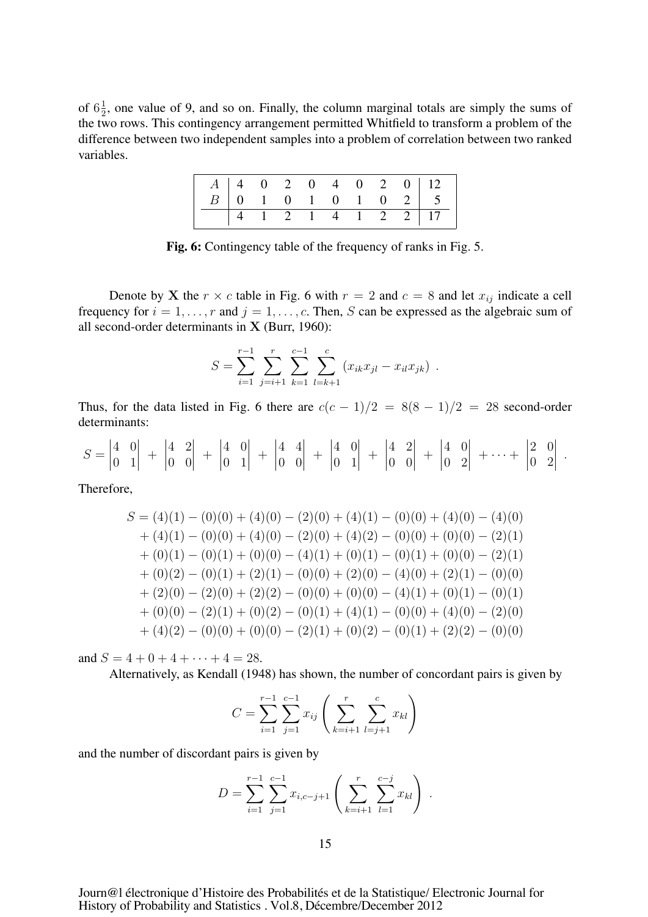of $6\frac{1}{2}$, one value of 9, and so on. Finally, the column marginal totals are simply the sums of the two rows. This contingency arrangement permitted Whitfield to transform a problem of the difference between two independent samples into a problem of correlation between two ranked variables.

| | | | | | | | | | |
|---|---|---|---|---|---|---|---|---|---|
| $A$ | 4 | 0 | 2 | 0 | 4 | 0 | 2 | 0 | 12 |
| $B$ | 0 | 1 | 0 | 1 | 0 | 1 | 0 | 2 | 5 |
| | 4 | 1 | 2 | 1 | 4 | 1 | 2 | 2 | 17 |

**Fig. 6:** Contingency table of the frequency of ranks in Fig. 5.

Denote by $\mathbf{X}$ the $r \times c$ table in Fig. 6 with $r = 2$ and $c = 8$ and let $x_{ij}$ indicate a cell frequency for $i = 1, \ldots, r$ and $j = 1, \ldots, c$. Then, $S$ can be expressed as the algebraic sum of all second-order determinants in $\mathbf{X}$ (Burr, 1960):

$$S = \sum_{i=1}^{r-1} \sum_{j=i+1}^{r} \sum_{k=1}^{c-1} \sum_{l=k+1}^{c} (x_{ik}x_{jl} - x_{il}x_{jk}) \ .$$

Thus, for the data listed in Fig. 6 there are $c(c-1)/2 = 8(8-1)/2 = 28$ second-order determinants:

$$S = \begin{vmatrix} 4 & 0 \\ 0 & 1 \end{vmatrix} + \begin{vmatrix} 4 & 2 \\ 0 & 0 \end{vmatrix} + \begin{vmatrix} 4 & 0 \\ 0 & 1 \end{vmatrix} + \begin{vmatrix} 4 & 4 \\ 0 & 0 \end{vmatrix} + \begin{vmatrix} 4 & 0 \\ 0 & 1 \end{vmatrix} + \begin{vmatrix} 4 & 2 \\ 0 & 0 \end{vmatrix} + \begin{vmatrix} 4 & 0 \\ 0 & 2 \end{vmatrix} + \cdots + \begin{vmatrix} 2 & 0 \\ 0 & 2 \end{vmatrix} \ .$$

Therefore,

$$\begin{aligned}
S = {} & (4)(1) - (0)(0) + (4)(0) - (2)(0) + (4)(1) - (0)(0) + (4)(0) - (4)(0) \\
& + (4)(1) - (0)(0) + (4)(0) - (2)(0) + (4)(2) - (0)(0) + (0)(0) - (2)(1) \\
& + (0)(1) - (0)(1) + (0)(0) - (4)(1) + (0)(1) - (0)(1) + (0)(0) - (2)(1) \\
& + (0)(2) - (0)(1) + (2)(1) - (0)(0) + (2)(0) - (4)(0) + (2)(1) - (0)(0) \\
& + (2)(0) - (2)(0) + (2)(2) - (0)(0) + (0)(0) - (4)(1) + (0)(1) - (0)(1) \\
& + (0)(0) - (2)(1) + (0)(2) - (0)(1) + (4)(1) - (0)(0) + (4)(0) - (2)(0) \\
& + (4)(2) - (0)(0) + (0)(0) - (2)(1) + (0)(2) - (0)(1) + (2)(2) - (0)(0)
\end{aligned}$$

and $S = 4 + 0 + 4 + \cdots + 4 = 28$.

Alternatively, as Kendall (1948) has shown, the number of concordant pairs is given by

$$C = \sum_{i=1}^{r-1} \sum_{j=1}^{c-1} x_{ij} \left( \sum_{k=i+1}^{r} \sum_{l=j+1}^{c} x_{kl} \right)$$

and the number of discordant pairs is given by

$$D = \sum_{i=1}^{r-1} \sum_{j=1}^{c-1} x_{i,c-j+1} \left( \sum_{k=i+1}^{r} \sum_{l=1}^{c-j} x_{kl} \right) \ .$$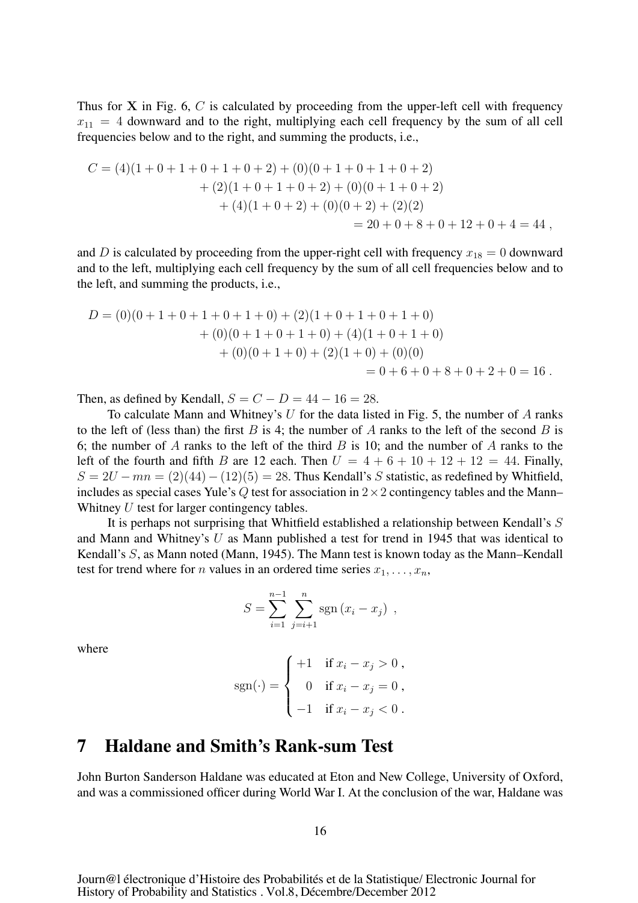Thus for $\mathbf{X}$ in Fig. 6, $C$ is calculated by proceeding from the upper-left cell with frequency $x_{11} = 4$ downward and to the right, multiplying each cell frequency by the sum of all cell frequencies below and to the right, and summing the products, i.e.,

$$\begin{aligned} C = (4)(1+0+1+0+1+0+2) + (0)(0+1+0+1+0+2) \\ + (2)(1+0+1+0+2) + (0)(0+1+0+2) \\ + (4)(1+0+2) + (0)(0+2) + (2)(2) \\ = 20+0+8+0+12+0+4 = 44 \,, \end{aligned}$$

and $D$ is calculated by proceeding from the upper-right cell with frequency $x_{18} = 0$ downward and to the left, multiplying each cell frequency by the sum of all cell frequencies below and to the left, and summing the products, i.e.,

$$\begin{aligned} D = (0)(0+1+0+1+0+1+0) + (2)(1+0+1+0+1+0) \\ + (0)(0+1+0+1+0) + (4)(1+0+1+0) \\ + (0)(0+1+0) + (2)(1+0) + (0)(0) \\ = 0+6+0+8+0+2+0 = 16 \,. \end{aligned}$$

Then, as defined by Kendall, $S = C - D = 44 - 16 = 28$.

To calculate Mann and Whitney's $U$ for the data listed in Fig. 5, the number of $A$ ranks to the left of (less than) the first $B$ is 4; the number of $A$ ranks to the left of the second $B$ is 6; the number of $A$ ranks to the left of the third $B$ is 10; and the number of $A$ ranks to the left of the fourth and fifth $B$ are 12 each. Then $U = 4 + 6 + 10 + 12 + 12 = 44$. Finally, $S = 2U - mn = (2)(44) - (12)(5) = 28$. Thus Kendall's $S$ statistic, as redefined by Whitfield, includes as special cases Yule's $Q$ test for association in $2 \times 2$ contingency tables and the Mann–Whitney $U$ test for larger contingency tables.

It is perhaps not surprising that Whitfield established a relationship between Kendall's $S$ and Mann and Whitney's $U$ as Mann published a test for trend in 1945 that was identical to Kendall's $S$, as Mann noted (Mann, 1945). The Mann test is known today as the Mann–Kendall test for trend where for $n$ values in an ordered time series $x_1, \ldots, x_n$,

$$S = \sum_{i=1}^{n-1} \sum_{j=i+1}^{n} \operatorname{sgn}(x_i - x_j) \ ,$$

where

$$\operatorname{sgn}(\cdot) = \begin{cases} +1 & \text{if } x_i - x_j > 0 \,, \\ 0 & \text{if } x_i - x_j = 0 \,, \\ -1 & \text{if } x_i - x_j < 0 \,. \end{cases}$$

## 7 Haldane and Smith's Rank-sum Test

John Burton Sanderson Haldane was educated at Eton and New College, University of Oxford, and was a commissioned officer during World War I. At the conclusion of the war, Haldane was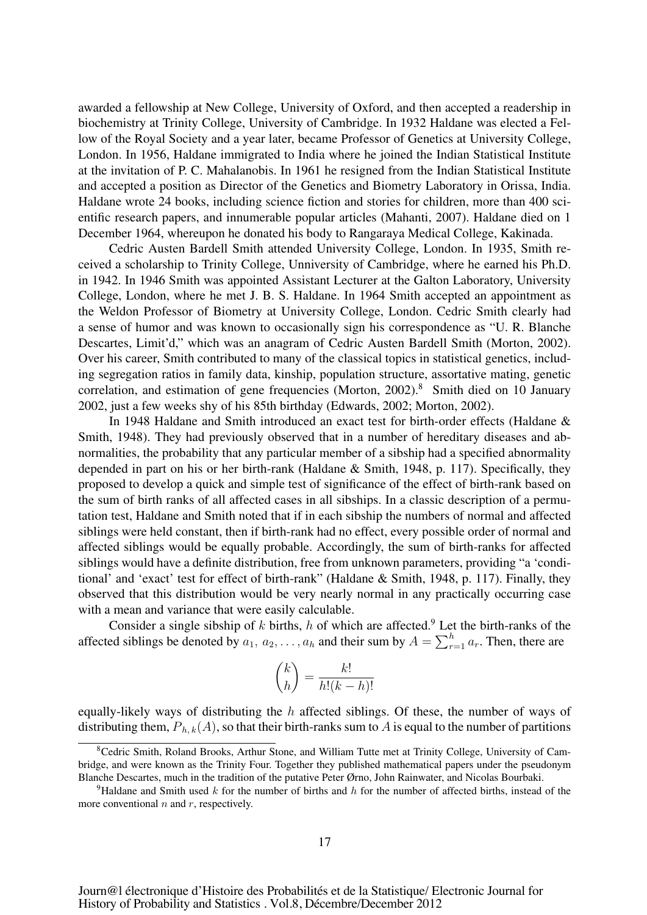awarded a fellowship at New College, University of Oxford, and then accepted a readership in biochemistry at Trinity College, University of Cambridge. In 1932 Haldane was elected a Fellow of the Royal Society and a year later, became Professor of Genetics at University College, London. In 1956, Haldane immigrated to India where he joined the Indian Statistical Institute at the invitation of P. C. Mahalanobis. In 1961 he resigned from the Indian Statistical Institute and accepted a position as Director of the Genetics and Biometry Laboratory in Orissa, India. Haldane wrote 24 books, including science fiction and stories for children, more than 400 scientific research papers, and innumerable popular articles (Mahanti, 2007). Haldane died on 1 December 1964, whereupon he donated his body to Rangaraya Medical College, Kakinada.

Cedric Austen Bardell Smith attended University College, London. In 1935, Smith received a scholarship to Trinity College, Unniversity of Cambridge, where he earned his Ph.D. in 1942. In 1946 Smith was appointed Assistant Lecturer at the Galton Laboratory, University College, London, where he met J. B. S. Haldane. In 1964 Smith accepted an appointment as the Weldon Professor of Biometry at University College, London. Cedric Smith clearly had a sense of humor and was known to occasionally sign his correspondence as "U. R. Blanche Descartes, Limit'd," which was an anagram of Cedric Austen Bardell Smith (Morton, 2002). Over his career, Smith contributed to many of the classical topics in statistical genetics, including segregation ratios in family data, kinship, population structure, assortative mating, genetic correlation, and estimation of gene frequencies (Morton, 2002).[8] Smith died on 10 January 2002, just a few weeks shy of his 85th birthday (Edwards, 2002; Morton, 2002).

In 1948 Haldane and Smith introduced an exact test for birth-order effects (Haldane & Smith, 1948). They had previously observed that in a number of hereditary diseases and abnormalities, the probability that any particular member of a sibship had a specified abnormality depended in part on his or her birth-rank (Haldane & Smith, 1948, p. 117). Specifically, they proposed to develop a quick and simple test of significance of the effect of birth-rank based on the sum of birth ranks of all affected cases in all sibships. In a classic description of a permutation test, Haldane and Smith noted that if in each sibship the numbers of normal and affected siblings were held constant, then if birth-rank had no effect, every possible order of normal and affected siblings would be equally probable. Accordingly, the sum of birth-ranks for affected siblings would have a definite distribution, free from unknown parameters, providing "a 'conditional' and 'exact' test for effect of birth-rank" (Haldane & Smith, 1948, p. 117). Finally, they observed that this distribution would be very nearly normal in any practically occurring case with a mean and variance that were easily calculable.

Consider a single sibship of $k$ births, $h$ of which are affected.[9] Let the birth-ranks of the affected siblings be denoted by $a_1, a_2, \ldots, a_h$ and their sum by $A = \sum_{r=1}^{h} a_r$. Then, there are

$$\binom{k}{h} = \frac{k!}{h!(k-h)!}$$

equally-likely ways of distributing the $h$ affected siblings. Of these, the number of ways of distributing them, $P_{h,k}(A)$, so that their birth-ranks sum to $A$ is equal to the number of partitions

[8] Cedric Smith, Roland Brooks, Arthur Stone, and William Tutte met at Trinity College, University of Cambridge, and were known as the Trinity Four. Together they published mathematical papers under the pseudonym Blanche Descartes, much in the tradition of the putative Peter Ørno, John Rainwater, and Nicolas Bourbaki.

[9] Haldane and Smith used $k$ for the number of births and $h$ for the number of affected births, instead of the more conventional $n$ and $r$, respectively.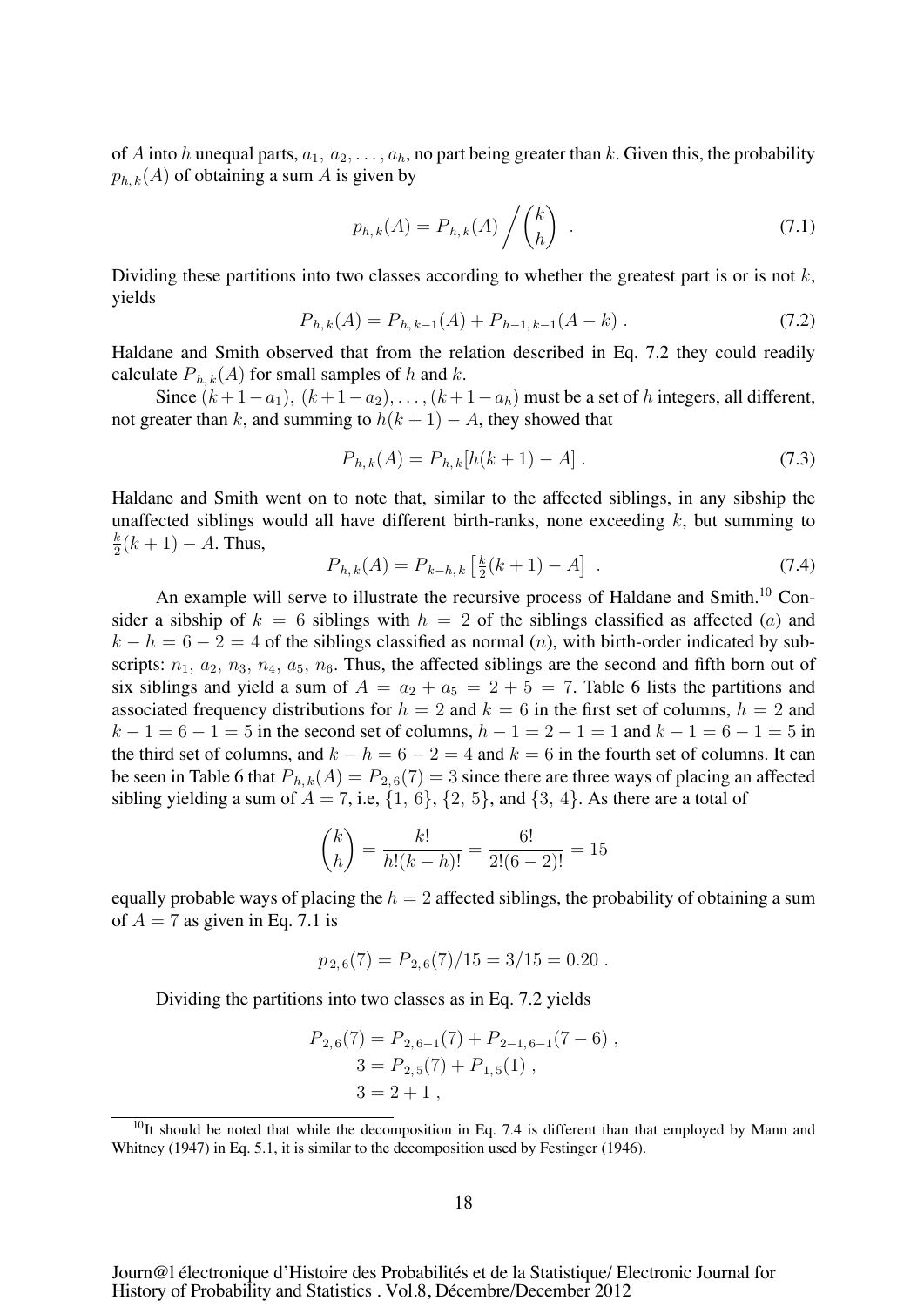of $A$ into $h$ unequal parts, $a_1, a_2, \ldots, a_h$, no part being greater than $k$. Given this, the probability $p_{h,k}(A)$ of obtaining a sum $A$ is given by

$$p_{h,k}(A) = P_{h,k}(A) \bigg/ \binom{k}{h} \ . \tag{7.1}$$

Dividing these partitions into two classes according to whether the greatest part is or is not $k$, yields

$$P_{h,k}(A) = P_{h,k-1}(A) + P_{h-1,k-1}(A-k) \ . \tag{7.2}$$

Haldane and Smith observed that from the relation described in Eq. 7.2 they could readily calculate $P_{h,k}(A)$ for small samples of $h$ and $k$.

Since $(k+1-a_1), (k+1-a_2), \ldots, (k+1-a_h)$ must be a set of $h$ integers, all different, not greater than $k$, and summing to $h(k+1) - A$, they showed that

$$P_{h,k}(A) = P_{h,k}[h(k+1) - A] \ . \tag{7.3}$$

Haldane and Smith went on to note that, similar to the affected siblings, in any sibship the unaffected siblings would all have different birth-ranks, none exceeding $k$, but summing to $\frac{k}{2}(k+1) - A$. Thus,

$$P_{h,k}(A) = P_{k-h,k}\left[\tfrac{k}{2}(k+1) - A\right] \ . \tag{7.4}$$

An example will serve to illustrate the recursive process of Haldane and Smith.[10] Consider a sibship of $k = 6$ siblings with $h = 2$ of the siblings classified as affected ($a$) and $k - h = 6 - 2 = 4$ of the siblings classified as normal ($n$), with birth-order indicated by subscripts: $n_1$, $a_2$, $n_3$, $n_4$, $a_5$, $n_6$. Thus, the affected siblings are the second and fifth born out of six siblings and yield a sum of $A = a_2 + a_5 = 2 + 5 = 7$. Table 6 lists the partitions and associated frequency distributions for $h = 2$ and $k = 6$ in the first set of columns, $h = 2$ and $k - 1 = 6 - 1 = 5$ in the second set of columns, $h - 1 = 2 - 1 = 1$ and $k - 1 = 6 - 1 = 5$ in the third set of columns, and $k - h = 6 - 2 = 4$ and $k = 6$ in the fourth set of columns. It can be seen in Table 6 that $P_{h,k}(A) = P_{2,6}(7) = 3$ since there are three ways of placing an affected sibling yielding a sum of $A = 7$, i.e, $\{1, 6\}$, $\{2, 5\}$, and $\{3, 4\}$. As there are a total of

$$\binom{k}{h} = \frac{k!}{h!(k-h)!} = \frac{6!}{2!(6-2)!} = 15$$

equally probable ways of placing the $h = 2$ affected siblings, the probability of obtaining a sum of $A = 7$ as given in Eq. 7.1 is

$$p_{2,6}(7) = P_{2,6}(7)/15 = 3/15 = 0.20 \ .$$

Dividing the partitions into two classes as in Eq. 7.2 yields

$$\begin{aligned} P_{2,6}(7) &= P_{2,6-1}(7) + P_{2-1,6-1}(7-6) \ , \\ 3 &= P_{2,5}(7) + P_{1,5}(1) \ , \\ 3 &= 2 + 1 \ , \end{aligned}$$

[10] It should be noted that while the decomposition in Eq. 7.4 is different than that employed by Mann and Whitney (1947) in Eq. 5.1, it is similar to the decomposition used by Festinger (1946).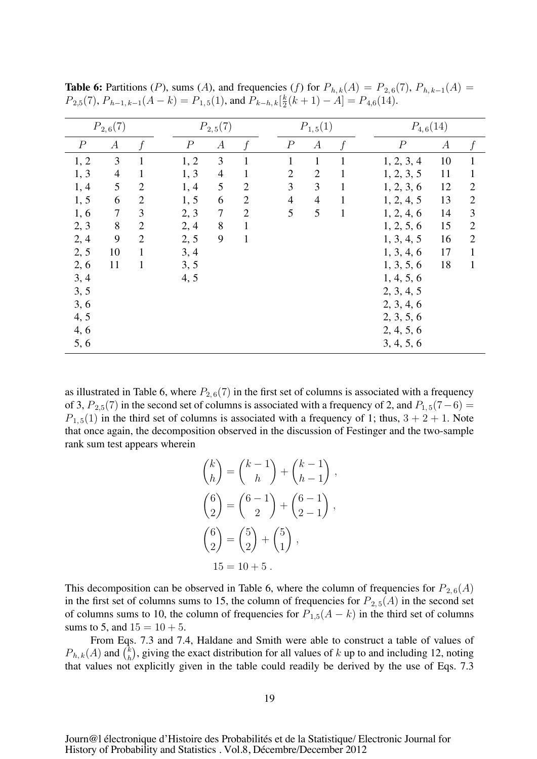**Table 6:** Partitions ($P$), sums ($A$), and frequencies ($f$) for $P_{h,k}(A) = P_{2,6}(7)$, $P_{h,k-1}(A) = P_{2,5}(7)$, $P_{h-1,k-1}(A-k) = P_{1,5}(1)$, and $P_{k-h,k}[\frac{k}{2}(k+1) - A] = P_{4,6}(14)$.

| $P_{2,6}(7)$ | | | $P_{2,5}(7)$ | | | $P_{1,5}(1)$ | | | $P_{4,6}(14)$ | | |
|---|---|---|---|---|---|---|---|---|---|---|---|
| $P$ | $A$ | $f$ | $P$ | $A$ | $f$ | $P$ | $A$ | $f$ | $P$ | $A$ | $f$ |
| 1, 2 | 3 | 1 | 1, 2 | 3 | 1 | 1 | 1 | 1 | 1, 2, 3, 4 | 10 | 1 |
| 1, 3 | 4 | 1 | 1, 3 | 4 | 1 | 2 | 2 | 1 | 1, 2, 3, 5 | 11 | 1 |
| 1, 4 | 5 | 2 | 1, 4 | 5 | 2 | 3 | 3 | 1 | 1, 2, 3, 6 | 12 | 2 |
| 1, 5 | 6 | 2 | 1, 5 | 6 | 2 | 4 | 4 | 1 | 1, 2, 4, 5 | 13 | 2 |
| 1, 6 | 7 | 3 | 2, 3 | 7 | 2 | 5 | 5 | 1 | 1, 2, 4, 6 | 14 | 3 |
| 2, 3 | 8 | 2 | 2, 4 | 8 | 1 | | | | 1, 2, 5, 6 | 15 | 2 |
| 2, 4 | 9 | 2 | 2, 5 | 9 | 1 | | | | 1, 3, 4, 5 | 16 | 2 |
| 2, 5 | 10 | 1 | 3, 4 | | | | | | 1, 3, 4, 6 | 17 | 1 |
| 2, 6 | 11 | 1 | 3, 5 | | | | | | 1, 3, 5, 6 | 18 | 1 |
| 3, 4 | | | 4, 5 | | | | | | 1, 4, 5, 6 | | |
| 3, 5 | | | | | | | | | 2, 3, 4, 5 | | |
| 3, 6 | | | | | | | | | 2, 3, 4, 6 | | |
| 4, 5 | | | | | | | | | 2, 3, 5, 6 | | |
| 4, 6 | | | | | | | | | 2, 4, 5, 6 | | |
| 5, 6 | | | | | | | | | 3, 4, 5, 6 | | |

as illustrated in Table 6, where $P_{2,6}(7)$ in the first set of columns is associated with a frequency of 3, $P_{2,5}(7)$ in the second set of columns is associated with a frequency of 2, and $P_{1,5}(7-6) = P_{1,5}(1)$ in the third set of columns is associated with a frequency of 1; thus, $3 + 2 + 1$. Note that once again, the decomposition observed in the discussion of Festinger and the two-sample rank sum test appears wherein

$$\binom{k}{h} = \binom{k-1}{h} + \binom{k-1}{h-1} \,,$$

$$\binom{6}{2} = \binom{6-1}{2} + \binom{6-1}{2-1} \,,$$

$$\binom{6}{2} = \binom{5}{2} + \binom{5}{1} \,,$$

$$15 = 10 + 5 \,.$$

This decomposition can be observed in Table 6, where the column of frequencies for $P_{2,6}(A)$ in the first set of columns sums to 15, the column of frequencies for $P_{2,5}(A)$ in the second set of columns sums to 10, the column of frequencies for $P_{1,5}(A-k)$ in the third set of columns sums to 5, and $15 = 10 + 5$.

From Eqs. 7.3 and 7.4, Haldane and Smith were able to construct a table of values of $P_{h,k}(A)$ and $\binom{k}{h}$, giving the exact distribution for all values of $k$ up to and including 12, noting that values not explicitly given in the table could readily be derived by the use of Eqs. 7.3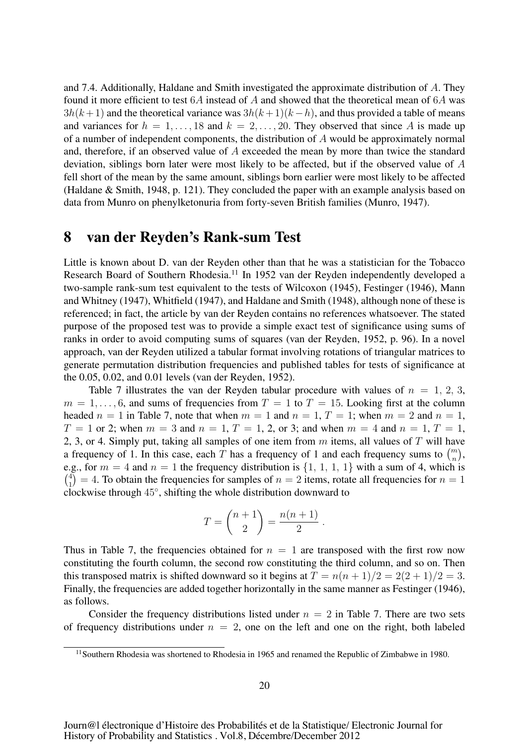and 7.4. Additionally, Haldane and Smith investigated the approximate distribution of $A$. They found it more efficient to test $6A$ instead of $A$ and showed that the theoretical mean of $6A$ was $3h(k+1)$ and the theoretical variance was $3h(k+1)(k-h)$, and thus provided a table of means and variances for $h = 1, \ldots, 18$ and $k = 2, \ldots, 20$. They observed that since $A$ is made up of a number of independent components, the distribution of $A$ would be approximately normal and, therefore, if an observed value of $A$ exceeded the mean by more than twice the standard deviation, siblings born later were most likely to be affected, but if the observed value of $A$ fell short of the mean by the same amount, siblings born earlier were most likely to be affected (Haldane & Smith, 1948, p. 121). They concluded the paper with an example analysis based on data from Munro on phenylketonuria from forty-seven British families (Munro, 1947).

# 8 van der Reyden's Rank-sum Test

Little is known about D. van der Reyden other than that he was a statistician for the Tobacco Research Board of Southern Rhodesia.[11] In 1952 van der Reyden independently developed a two-sample rank-sum test equivalent to the tests of Wilcoxon (1945), Festinger (1946), Mann and Whitney (1947), Whitfield (1947), and Haldane and Smith (1948), although none of these is referenced; in fact, the article by van der Reyden contains no references whatsoever. The stated purpose of the proposed test was to provide a simple exact test of significance using sums of ranks in order to avoid computing sums of squares (van der Reyden, 1952, p. 96). In a novel approach, van der Reyden utilized a tabular format involving rotations of triangular matrices to generate permutation distribution frequencies and published tables for tests of significance at the 0.05, 0.02, and 0.01 levels (van der Reyden, 1952).

Table 7 illustrates the van der Reyden tabular procedure with values of $n = 1, 2, 3$, $m = 1, \ldots, 6$, and sums of frequencies from $T = 1$ to $T = 15$. Looking first at the column headed $n = 1$ in Table 7, note that when $m = 1$ and $n = 1$, $T = 1$; when $m = 2$ and $n = 1$, $T = 1$ or 2; when $m = 3$ and $n = 1$, $T = 1$, 2, or 3; and when $m = 4$ and $n = 1$, $T = 1$, 2, 3, or 4. Simply put, taking all samples of one item from $m$ items, all values of $T$ will have a frequency of 1. In this case, each $T$ has a frequency of 1 and each frequency sums to $\binom{m}{n}$, e.g., for $m = 4$ and $n = 1$ the frequency distribution is $\{1, 1, 1, 1\}$ with a sum of 4, which is $\binom{4}{1} = 4$. To obtain the frequencies for samples of $n = 2$ items, rotate all frequencies for $n = 1$ clockwise through $45^\circ$, shifting the whole distribution downward to

$$T = \binom{n+1}{2} = \frac{n(n+1)}{2} .$$

Thus in Table 7, the frequencies obtained for $n = 1$ are transposed with the first row now constituting the fourth column, the second row constituting the third column, and so on. Then this transposed matrix is shifted downward so it begins at $T = n(n+1)/2 = 2(2+1)/2 = 3$. Finally, the frequencies are added together horizontally in the same manner as Festinger (1946), as follows.

Consider the frequency distributions listed under $n = 2$ in Table 7. There are two sets of frequency distributions under $n = 2$, one on the left and one on the right, both labeled

[11] Southern Rhodesia was shortened to Rhodesia in 1965 and renamed the Republic of Zimbabwe in 1980.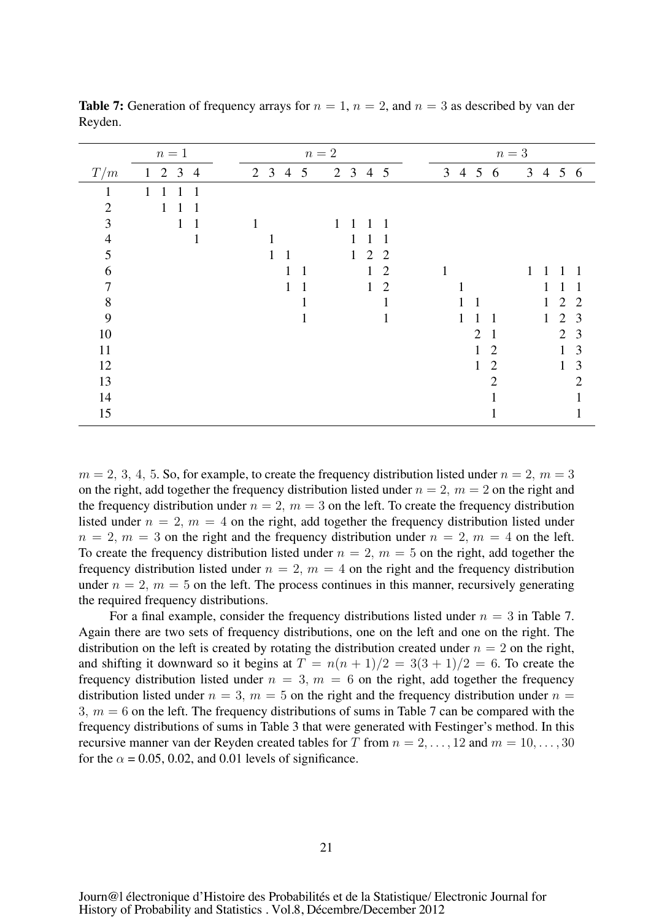**Table 7:** Generation of frequency arrays for $n = 1$, $n = 2$, and $n = 3$ as described by van der Reyden.

| | $n=1$ | | | | $n=2$ | | | | | | | | $n=3$ | | | | | | | |
|---|---|---|---|---|---|---|---|---|---|---|---|---|---|---|---|---|---|---|---|---|
| $T/m$ | 1 | 2 | 3 | 4 | 2 | 3 | 4 | 5 | 2 | 3 | 4 | 5 | 3 | 4 | 5 | 6 | 3 | 4 | 5 | 6 |
| 1 | 1 | 1 | 1 | 1 | | | | | | | | | | | | | | | | |
| 2 | | 1 | 1 | 1 | | | | | | | | | | | | | | | | |
| 3 | | | 1 | 1 | 1 | | | | 1 | 1 | 1 | 1 | | | | | | | | |
| 4 | | | | 1 | | 1 | | | | 1 | 1 | 1 | | | | | | | | |
| 5 | | | | | | 1 | 1 | | | 1 | 2 | 2 | | | | | | | | |
| 6 | | | | | | | 1 | 1 | | | 1 | 2 | 1 | | | | 1 | 1 | 1 | 1 |
| 7 | | | | | | | 1 | 1 | | | 1 | 2 | | 1 | | | | 1 | 1 | 1 |
| 8 | | | | | | | | 1 | | | | 1 | | 1 | 1 | | | 1 | 2 | 2 |
| 9 | | | | | | | | 1 | | | | 1 | | 1 | 1 | 1 | | 1 | 2 | 3 |
| 10 | | | | | | | | | | | | | | | 2 | 1 | | | 2 | 3 |
| 11 | | | | | | | | | | | | | | | 1 | 2 | | | 1 | 3 |
| 12 | | | | | | | | | | | | | | | 1 | 2 | | | 1 | 3 |
| 13 | | | | | | | | | | | | | | | | 2 | | | | 2 |
| 14 | | | | | | | | | | | | | | | | 1 | | | | 1 |
| 15 | | | | | | | | | | | | | | | | 1 | | | | 1 |

$m = 2,\ 3,\ 4,\ 5$. So, for example, to create the frequency distribution listed under $n = 2,\ m = 3$ on the right, add together the frequency distribution listed under $n = 2,\ m = 2$ on the right and the frequency distribution under $n = 2,\ m = 3$ on the left. To create the frequency distribution listed under $n = 2,\ m = 4$ on the right, add together the frequency distribution listed under $n = 2,\ m = 3$ on the right and the frequency distribution under $n = 2,\ m = 4$ on the left. To create the frequency distribution listed under $n = 2,\ m = 5$ on the right, add together the frequency distribution listed under $n = 2,\ m = 4$ on the right and the frequency distribution under $n = 2,\ m = 5$ on the left. The process continues in this manner, recursively generating the required frequency distributions.

For a final example, consider the frequency distributions listed under $n = 3$ in Table 7. Again there are two sets of frequency distributions, one on the left and one on the right. The distribution on the left is created by rotating the distribution created under $n = 2$ on the right, and shifting it downward so it begins at $T = n(n+1)/2 = 3(3+1)/2 = 6$. To create the frequency distribution listed under $n = 3,\ m = 6$ on the right, add together the frequency distribution listed under $n = 3,\ m = 5$ on the right and the frequency distribution under $n = 3,\ m = 6$ on the left. The frequency distributions of sums in Table 7 can be compared with the frequency distributions of sums in Table 3 that were generated with Festinger's method. In this recursive manner van der Reyden created tables for $T$ from $n = 2, \ldots, 12$ and $m = 10, \ldots, 30$ for the $\alpha$ = 0.05, 0.02, and 0.01 levels of significance.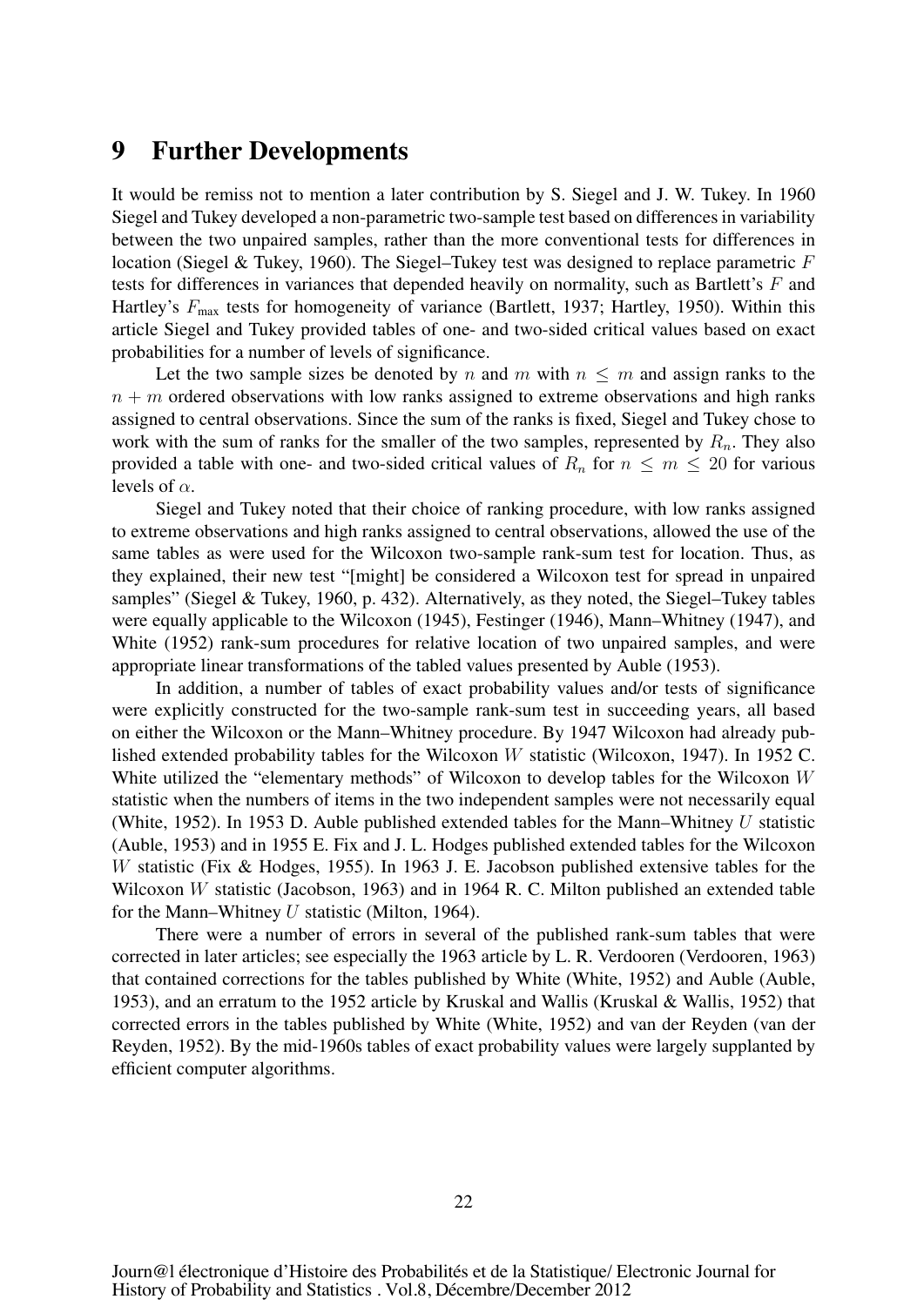## 9 Further Developments

It would be remiss not to mention a later contribution by S. Siegel and J. W. Tukey. In 1960 Siegel and Tukey developed a non-parametric two-sample test based on differences in variability between the two unpaired samples, rather than the more conventional tests for differences in location (Siegel & Tukey, 1960). The Siegel–Tukey test was designed to replace parametric $F$ tests for differences in variances that depended heavily on normality, such as Bartlett's $F$ and Hartley's $F_{\text{max}}$ tests for homogeneity of variance (Bartlett, 1937; Hartley, 1950). Within this article Siegel and Tukey provided tables of one- and two-sided critical values based on exact probabilities for a number of levels of significance.

Let the two sample sizes be denoted by $n$ and $m$ with $n \leq m$ and assign ranks to the $n + m$ ordered observations with low ranks assigned to extreme observations and high ranks assigned to central observations. Since the sum of the ranks is fixed, Siegel and Tukey chose to work with the sum of ranks for the smaller of the two samples, represented by $R_n$. They also provided a table with one- and two-sided critical values of $R_n$ for $n \leq m \leq 20$ for various levels of $\alpha$.

Siegel and Tukey noted that their choice of ranking procedure, with low ranks assigned to extreme observations and high ranks assigned to central observations, allowed the use of the same tables as were used for the Wilcoxon two-sample rank-sum test for location. Thus, as they explained, their new test "[might] be considered a Wilcoxon test for spread in unpaired samples" (Siegel & Tukey, 1960, p. 432). Alternatively, as they noted, the Siegel–Tukey tables were equally applicable to the Wilcoxon (1945), Festinger (1946), Mann–Whitney (1947), and White (1952) rank-sum procedures for relative location of two unpaired samples, and were appropriate linear transformations of the tabled values presented by Auble (1953).

In addition, a number of tables of exact probability values and/or tests of significance were explicitly constructed for the two-sample rank-sum test in succeeding years, all based on either the Wilcoxon or the Mann–Whitney procedure. By 1947 Wilcoxon had already published extended probability tables for the Wilcoxon $W$ statistic (Wilcoxon, 1947). In 1952 C. White utilized the "elementary methods" of Wilcoxon to develop tables for the Wilcoxon $W$ statistic when the numbers of items in the two independent samples were not necessarily equal (White, 1952). In 1953 D. Auble published extended tables for the Mann–Whitney $U$ statistic (Auble, 1953) and in 1955 E. Fix and J. L. Hodges published extended tables for the Wilcoxon $W$ statistic (Fix & Hodges, 1955). In 1963 J. E. Jacobson published extensive tables for the Wilcoxon $W$ statistic (Jacobson, 1963) and in 1964 R. C. Milton published an extended table for the Mann–Whitney $U$ statistic (Milton, 1964).

There were a number of errors in several of the published rank-sum tables that were corrected in later articles; see especially the 1963 article by L. R. Verdooren (Verdooren, 1963) that contained corrections for the tables published by White (White, 1952) and Auble (Auble, 1953), and an erratum to the 1952 article by Kruskal and Wallis (Kruskal & Wallis, 1952) that corrected errors in the tables published by White (White, 1952) and van der Reyden (van der Reyden, 1952). By the mid-1960s tables of exact probability values were largely supplanted by efficient computer algorithms.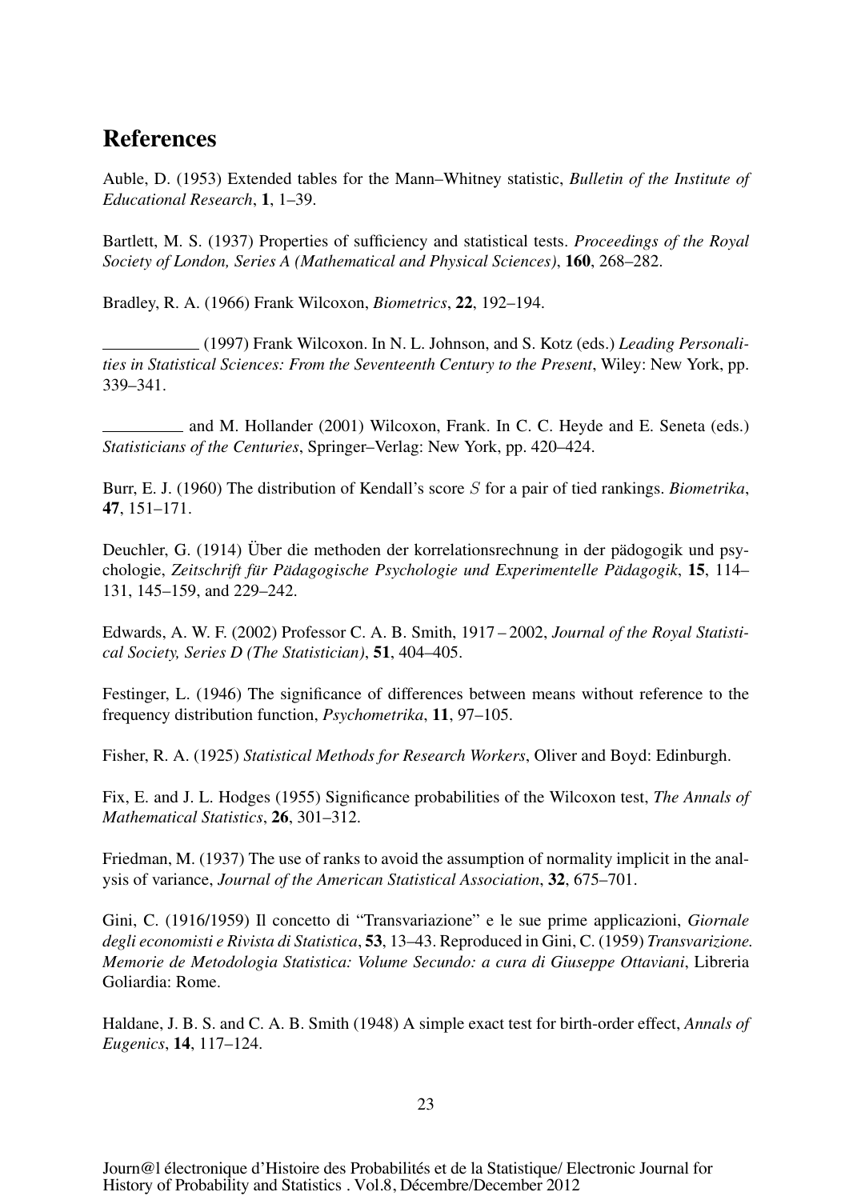## References

Auble, D. (1953) Extended tables for the Mann–Whitney statistic, *Bulletin of the Institute of Educational Research*, **1**, 1–39.

Bartlett, M. S. (1937) Properties of sufficiency and statistical tests. *Proceedings of the Royal Society of London, Series A (Mathematical and Physical Sciences)*, **160**, 268–282.

Bradley, R. A. (1966) Frank Wilcoxon, *Biometrics*, **22**, 192–194.

\_\_\_\_\_\_\_\_\_\_\_ (1997) Frank Wilcoxon. In N. L. Johnson, and S. Kotz (eds.) *Leading Personalities in Statistical Sciences: From the Seventeenth Century to the Present*, Wiley: New York, pp. 339–341.

\_\_\_\_\_\_\_\_\_ and M. Hollander (2001) Wilcoxon, Frank. In C. C. Heyde and E. Seneta (eds.) *Statisticians of the Centuries*, Springer–Verlag: New York, pp. 420–424.

Burr, E. J. (1960) The distribution of Kendall's score $S$ for a pair of tied rankings. *Biometrika*, **47**, 151–171.

Deuchler, G. (1914) Über die methoden der korrelationsrechnung in der pädogogik und psychologie, *Zeitschrift für Pädagogische Psychologie und Experimentelle Pädagogik*, **15**, 114–131, 145–159, and 229–242.

Edwards, A. W. F. (2002) Professor C. A. B. Smith, 1917 – 2002, *Journal of the Royal Statistical Society, Series D (The Statistician)*, **51**, 404–405.

Festinger, L. (1946) The significance of differences between means without reference to the frequency distribution function, *Psychometrika*, **11**, 97–105.

Fisher, R. A. (1925) *Statistical Methods for Research Workers*, Oliver and Boyd: Edinburgh.

Fix, E. and J. L. Hodges (1955) Significance probabilities of the Wilcoxon test, *The Annals of Mathematical Statistics*, **26**, 301–312.

Friedman, M. (1937) The use of ranks to avoid the assumption of normality implicit in the analysis of variance, *Journal of the American Statistical Association*, **32**, 675–701.

Gini, C. (1916/1959) Il concetto di "Transvariazione" e le sue prime applicazioni, *Giornale degli economisti e Rivista di Statistica*, **53**, 13–43. Reproduced in Gini, C. (1959) *Transvarizione. Memorie de Metodologia Statistica: Volume Secundo: a cura di Giuseppe Ottaviani*, Libreria Goliardia: Rome.

Haldane, J. B. S. and C. A. B. Smith (1948) A simple exact test for birth-order effect, *Annals of Eugenics*, **14**, 117–124.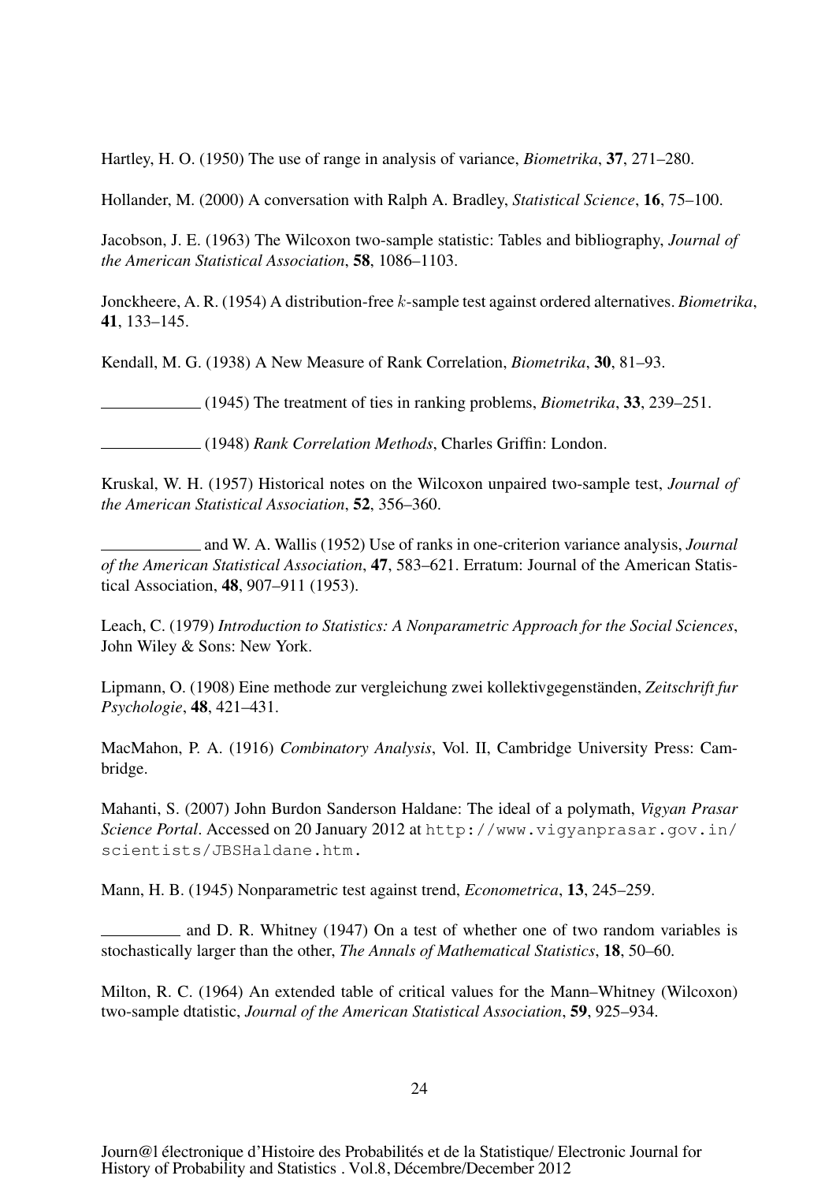Hartley, H. O. (1950) The use of range in analysis of variance, *Biometrika*, **37**, 271–280.

Hollander, M. (2000) A conversation with Ralph A. Bradley, *Statistical Science*, **16**, 75–100.

Jacobson, J. E. (1963) The Wilcoxon two-sample statistic: Tables and bibliography, *Journal of the American Statistical Association*, **58**, 1086–1103.

Jonckheere, A. R. (1954) A distribution-free $k$-sample test against ordered alternatives. *Biometrika*, **41**, 133–145.

Kendall, M. G. (1938) A New Measure of Rank Correlation, *Biometrika*, **30**, 81–93.

\_\_\_\_\_\_\_\_\_\_\_\_ (1945) The treatment of ties in ranking problems, *Biometrika*, **33**, 239–251.

\_\_\_\_\_\_\_\_\_\_\_\_ (1948) *Rank Correlation Methods*, Charles Griffin: London.

Kruskal, W. H. (1957) Historical notes on the Wilcoxon unpaired two-sample test, *Journal of the American Statistical Association*, **52**, 356–360.

\_\_\_\_\_\_\_\_\_\_\_\_ and W. A. Wallis (1952) Use of ranks in one-criterion variance analysis, *Journal of the American Statistical Association*, **47**, 583–621. Erratum: Journal of the American Statistical Association, **48**, 907–911 (1953).

Leach, C. (1979) *Introduction to Statistics: A Nonparametric Approach for the Social Sciences*, John Wiley & Sons: New York.

Lipmann, O. (1908) Eine methode zur vergleichung zwei kollektivgegenständen, *Zeitschrift fur Psychologie*, **48**, 421–431.

MacMahon, P. A. (1916) *Combinatory Analysis*, Vol. II, Cambridge University Press: Cambridge.

Mahanti, S. (2007) John Burdon Sanderson Haldane: The ideal of a polymath, *Vigyan Prasar Science Portal*. Accessed on 20 January 2012 at `http://www.vigyanprasar.gov.in/scientists/JBSHaldane.htm.`

Mann, H. B. (1945) Nonparametric test against trend, *Econometrica*, **13**, 245–259.

\_\_\_\_\_\_\_\_\_\_ and D. R. Whitney (1947) On a test of whether one of two random variables is stochastically larger than the other, *The Annals of Mathematical Statistics*, **18**, 50–60.

Milton, R. C. (1964) An extended table of critical values for the Mann–Whitney (Wilcoxon) two-sample dtatistic, *Journal of the American Statistical Association*, **59**, 925–934.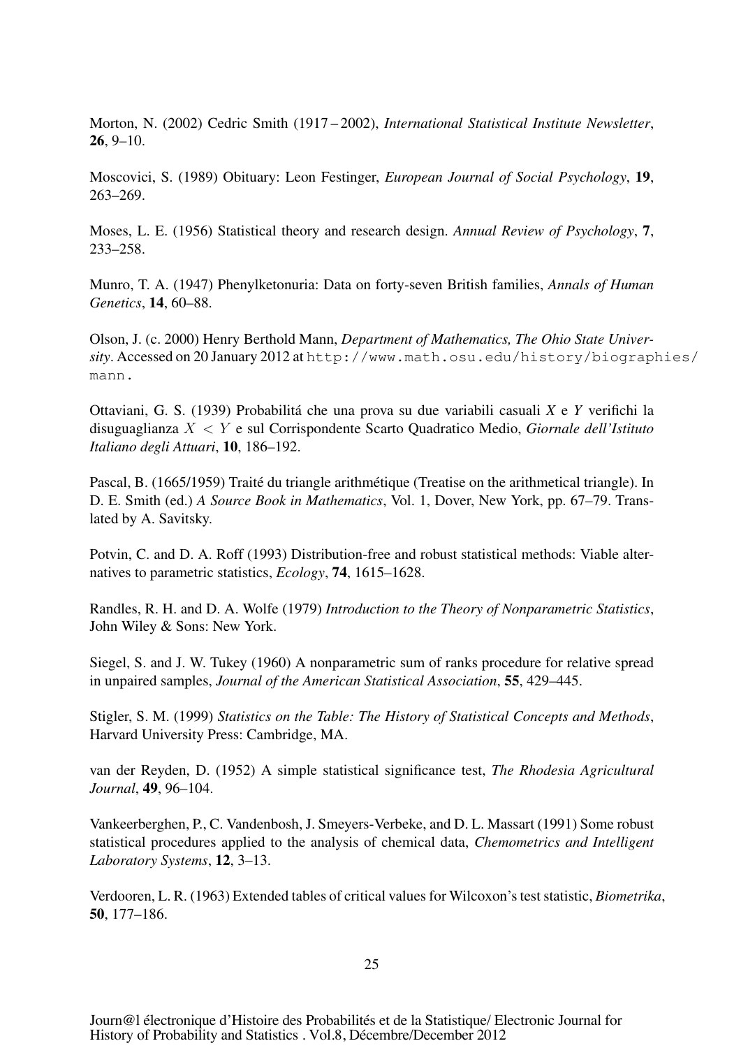Morton, N. (2002) Cedric Smith (1917 – 2002), *International Statistical Institute Newsletter*, **26**, 9–10.

Moscovici, S. (1989) Obituary: Leon Festinger, *European Journal of Social Psychology*, **19**, 263–269.

Moses, L. E. (1956) Statistical theory and research design. *Annual Review of Psychology*, **7**, 233–258.

Munro, T. A. (1947) Phenylketonuria: Data on forty-seven British families, *Annals of Human Genetics*, **14**, 60–88.

Olson, J. (c. 2000) Henry Berthold Mann, *Department of Mathematics, The Ohio State University*. Accessed on 20 January 2012 at `http://www.math.osu.edu/history/biographies/mann`.

Ottaviani, G. S. (1939) Probabilitá che una prova su due variabili casuali *X* e *Y* verifichi la disuguaglianza $X < Y$ e sul Corrispondente Scarto Quadratico Medio, *Giornale dell'Istituto Italiano degli Attuari*, **10**, 186–192.

Pascal, B. (1665/1959) Traité du triangle arithmétique (Treatise on the arithmetical triangle). In D. E. Smith (ed.) *A Source Book in Mathematics*, Vol. 1, Dover, New York, pp. 67–79. Translated by A. Savitsky.

Potvin, C. and D. A. Roff (1993) Distribution-free and robust statistical methods: Viable alternatives to parametric statistics, *Ecology*, **74**, 1615–1628.

Randles, R. H. and D. A. Wolfe (1979) *Introduction to the Theory of Nonparametric Statistics*, John Wiley & Sons: New York.

Siegel, S. and J. W. Tukey (1960) A nonparametric sum of ranks procedure for relative spread in unpaired samples, *Journal of the American Statistical Association*, **55**, 429–445.

Stigler, S. M. (1999) *Statistics on the Table: The History of Statistical Concepts and Methods*, Harvard University Press: Cambridge, MA.

van der Reyden, D. (1952) A simple statistical significance test, *The Rhodesia Agricultural Journal*, **49**, 96–104.

Vankeerberghen, P., C. Vandenbosh, J. Smeyers-Verbeke, and D. L. Massart (1991) Some robust statistical procedures applied to the analysis of chemical data, *Chemometrics and Intelligent Laboratory Systems*, **12**, 3–13.

Verdooren, L. R. (1963) Extended tables of critical values for Wilcoxon's test statistic, *Biometrika*, **50**, 177–186.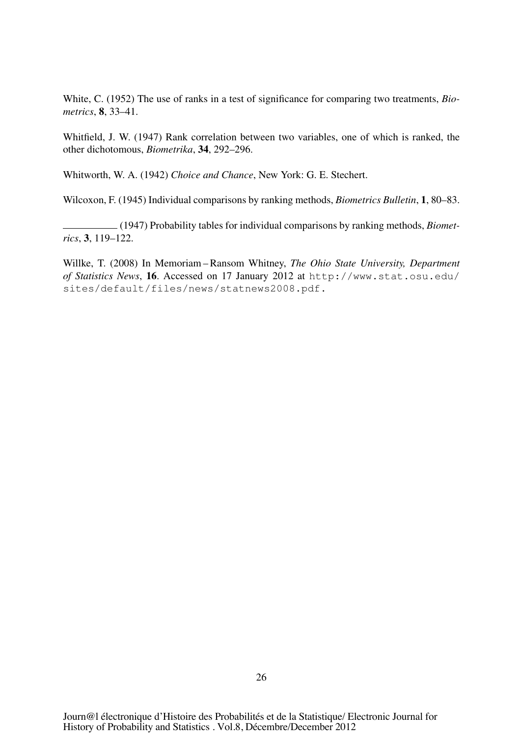White, C. (1952) The use of ranks in a test of significance for comparing two treatments, *Biometrics*, **8**, 33–41.

Whitfield, J. W. (1947) Rank correlation between two variables, one of which is ranked, the other dichotomous, *Biometrika*, **34**, 292–296.

Whitworth, W. A. (1942) *Choice and Chance*, New York: G. E. Stechert.

Wilcoxon, F. (1945) Individual comparisons by ranking methods, *Biometrics Bulletin*, **1**, 80–83.

\_\_\_\_\_\_\_\_\_\_ (1947) Probability tables for individual comparisons by ranking methods, *Biometrics*, **3**, 119–122.

Willke, T. (2008) In Memoriam – Ransom Whitney, *The Ohio State University, Department of Statistics News*, **16**. Accessed on 17 January 2012 at `http://www.stat.osu.edu/sites/default/files/news/statnews2008.pdf.`